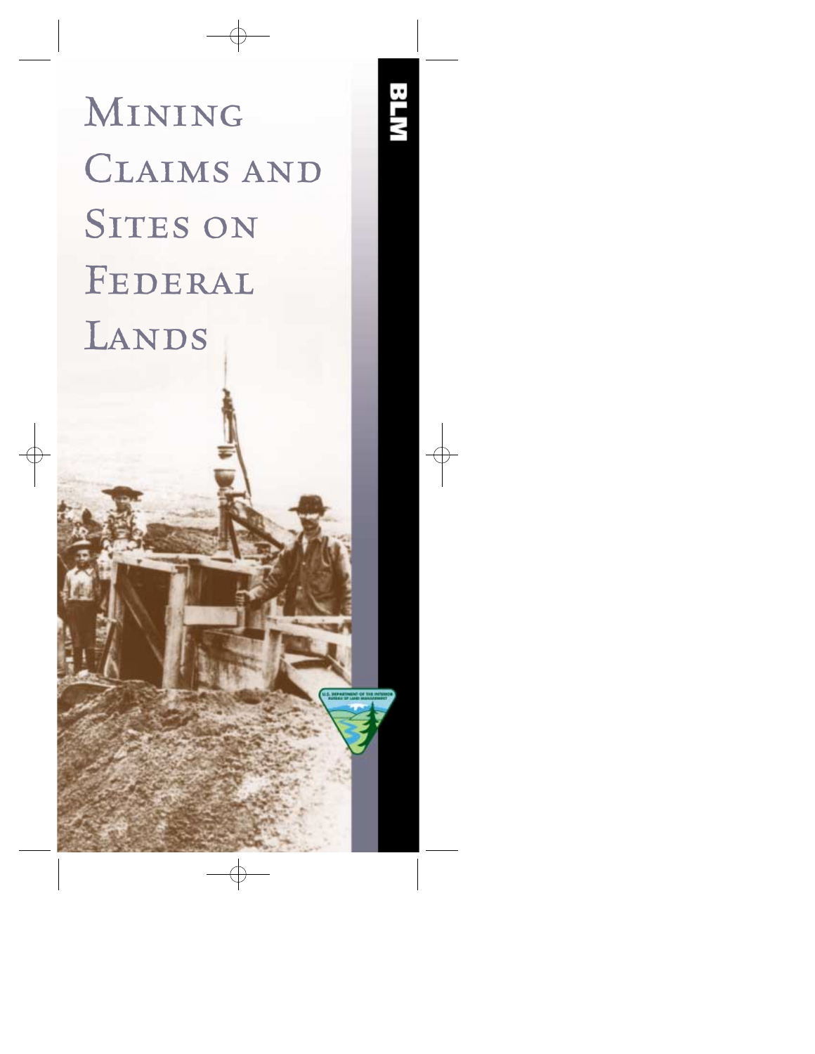# Mining Claims and Sites on Federal Lands

BLM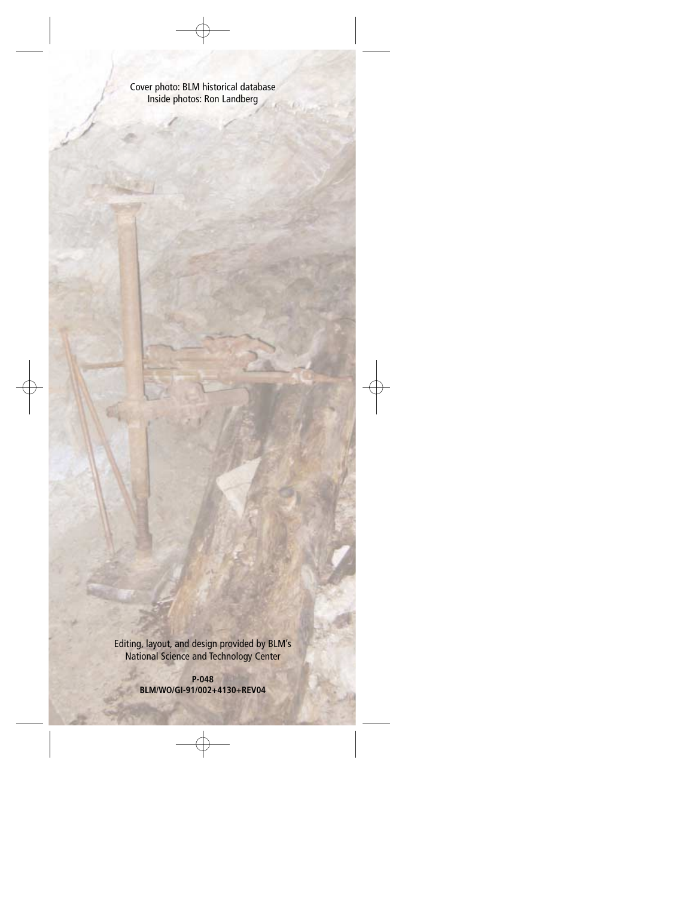Cover photo: BLM historical database
Inside photos: Ron Landberg

Editing, layout, and design provided by BLM's National Science and Technology Center

**P-048**
**BLM/WO/GI-91/002+4130+REV04**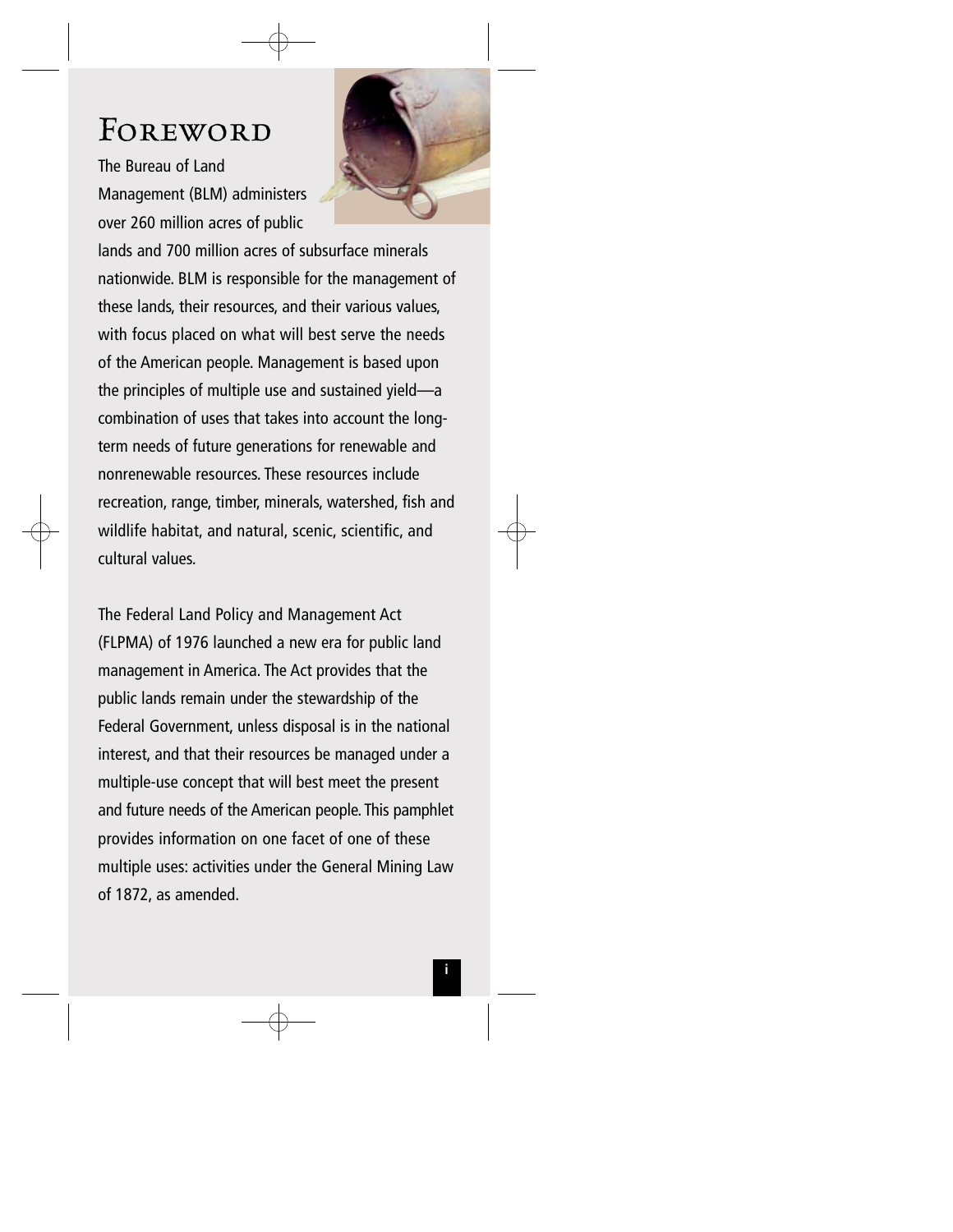# Foreword

The Bureau of Land Management (BLM) administers over 260 million acres of public lands and 700 million acres of subsurface minerals nationwide. BLM is responsible for the management of these lands, their resources, and their various values, with focus placed on what will best serve the needs of the American people. Management is based upon the principles of multiple use and sustained yield—a combination of uses that takes into account the long-term needs of future generations for renewable and nonrenewable resources. These resources include recreation, range, timber, minerals, watershed, fish and wildlife habitat, and natural, scenic, scientific, and cultural values.

The Federal Land Policy and Management Act (FLPMA) of 1976 launched a new era for public land management in America. The Act provides that the public lands remain under the stewardship of the Federal Government, unless disposal is in the national interest, and that their resources be managed under a multiple-use concept that will best meet the present and future needs of the American people. This pamphlet provides information on one facet of one of these multiple uses: activities under the General Mining Law of 1872, as amended.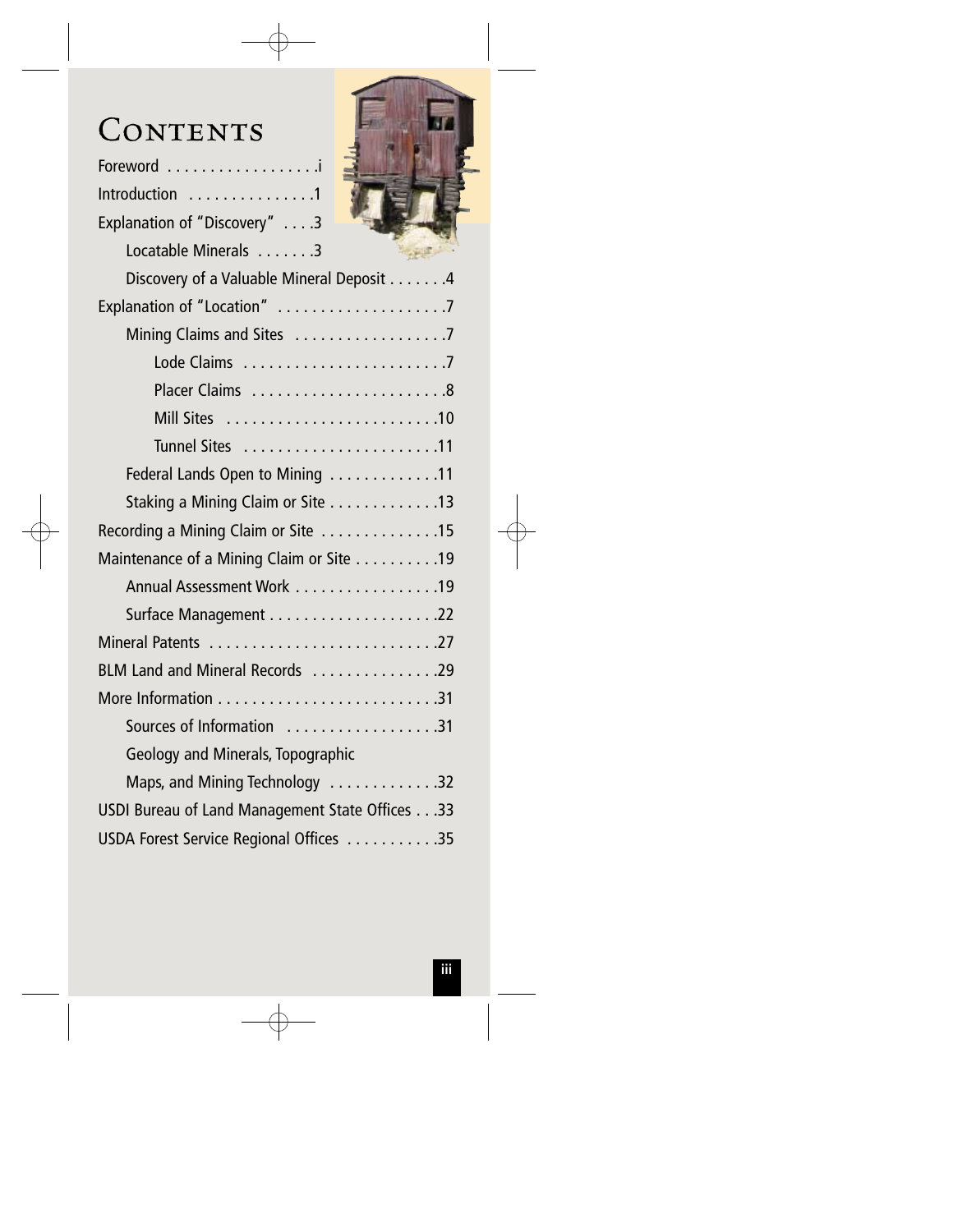# Contents

- Foreword . . . . . . . . . . . . . . . . . .i
- Introduction . . . . . . . . . . . . . . .1
- Explanation of "Discovery" . . . .3
  - Locatable Minerals . . . . . . .3
  - Discovery of a Valuable Mineral Deposit . . . . . . .4
- Explanation of "Location" . . . . . . . . . . . . . . . . . . . .7
  - Mining Claims and Sites . . . . . . . . . . . . . . . . . .7
    - Lode Claims . . . . . . . . . . . . . . . . . . . . . . . .7
    - Placer Claims . . . . . . . . . . . . . . . . . . . . . . .8
    - Mill Sites . . . . . . . . . . . . . . . . . . . . . . . . .10
    - Tunnel Sites . . . . . . . . . . . . . . . . . . . . . . .11
  - Federal Lands Open to Mining . . . . . . . . . . . . .11
  - Staking a Mining Claim or Site . . . . . . . . . . . . .13
- Recording a Mining Claim or Site . . . . . . . . . . . . . .15
- Maintenance of a Mining Claim or Site . . . . . . . . . .19
  - Annual Assessment Work . . . . . . . . . . . . . . . . .19
  - Surface Management . . . . . . . . . . . . . . . . . . . .22
- Mineral Patents . . . . . . . . . . . . . . . . . . . . . . . . . . .27
- BLM Land and Mineral Records . . . . . . . . . . . . . . .29
- More Information . . . . . . . . . . . . . . . . . . . . . . . . . .31
  - Sources of Information . . . . . . . . . . . . . . . . . .31
  - Geology and Minerals, Topographic Maps, and Mining Technology . . . . . . . . . . . . .32
- USDI Bureau of Land Management State Offices . . .33
- USDA Forest Service Regional Offices . . . . . . . . . . .35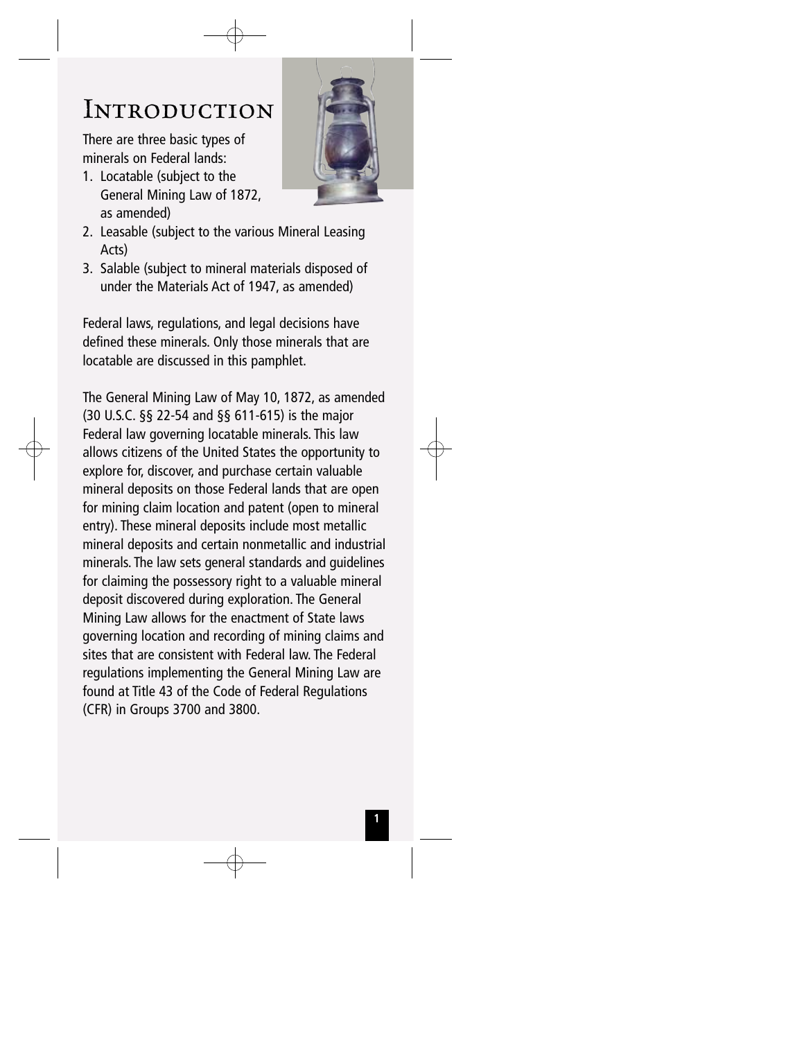# Introduction

There are three basic types of minerals on Federal lands:

1. Locatable (subject to the General Mining Law of 1872, as amended)
2. Leasable (subject to the various Mineral Leasing Acts)
3. Salable (subject to mineral materials disposed of under the Materials Act of 1947, as amended)

Federal laws, regulations, and legal decisions have defined these minerals. Only those minerals that are locatable are discussed in this pamphlet.

The General Mining Law of May 10, 1872, as amended (30 U.S.C. §§ 22-54 and §§ 611-615) is the major Federal law governing locatable minerals. This law allows citizens of the United States the opportunity to explore for, discover, and purchase certain valuable mineral deposits on those Federal lands that are open for mining claim location and patent (open to mineral entry). These mineral deposits include most metallic mineral deposits and certain nonmetallic and industrial minerals. The law sets general standards and guidelines for claiming the possessory right to a valuable mineral deposit discovered during exploration. The General Mining Law allows for the enactment of State laws governing location and recording of mining claims and sites that are consistent with Federal law. The Federal regulations implementing the General Mining Law are found at Title 43 of the Code of Federal Regulations (CFR) in Groups 3700 and 3800.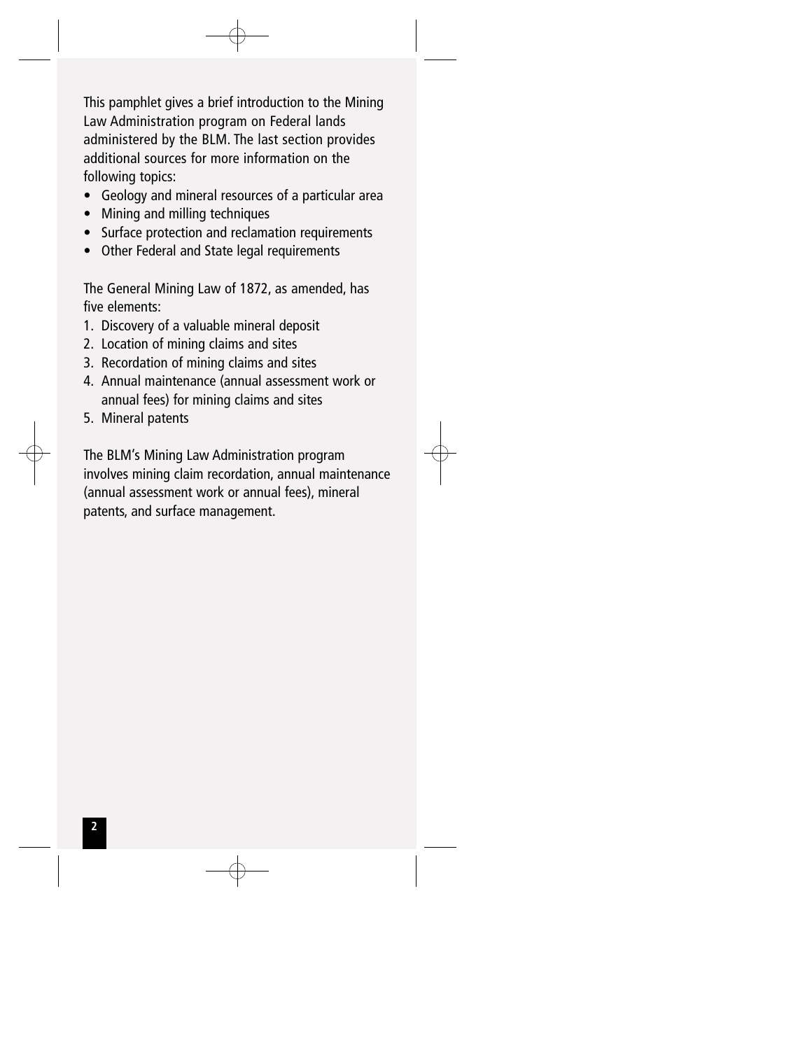This pamphlet gives a brief introduction to the Mining Law Administration program on Federal lands administered by the BLM. The last section provides additional sources for more information on the following topics:

- Geology and mineral resources of a particular area
- Mining and milling techniques
- Surface protection and reclamation requirements
- Other Federal and State legal requirements

The General Mining Law of 1872, as amended, has five elements:

1. Discovery of a valuable mineral deposit
2. Location of mining claims and sites
3. Recordation of mining claims and sites
4. Annual maintenance (annual assessment work or annual fees) for mining claims and sites
5. Mineral patents

The BLM's Mining Law Administration program involves mining claim recordation, annual maintenance (annual assessment work or annual fees), mineral patents, and surface management.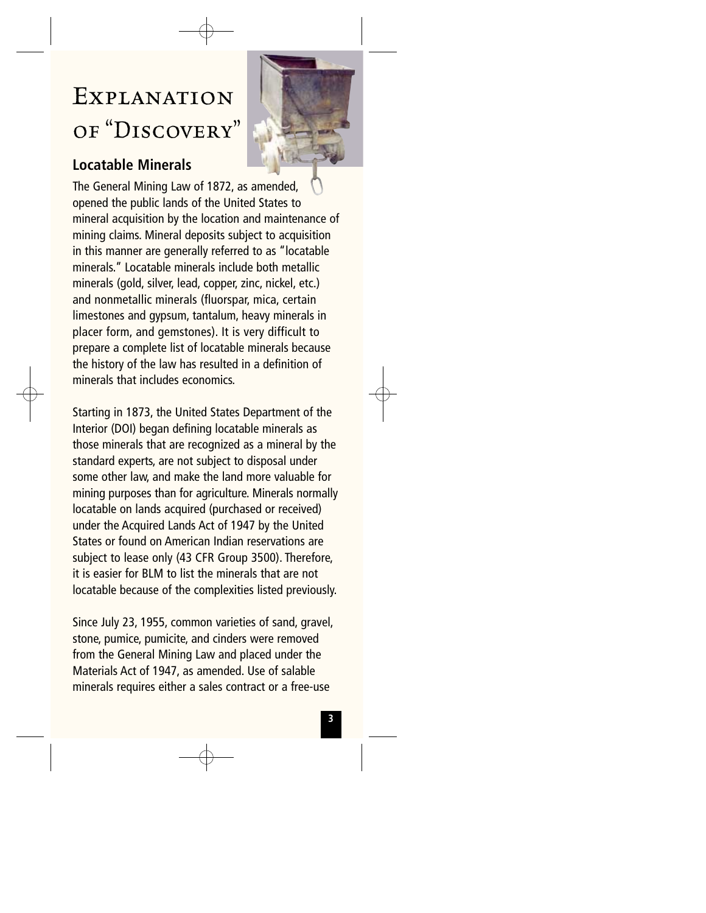# Explanation of "Discovery"

## Locatable Minerals

The General Mining Law of 1872, as amended, opened the public lands of the United States to mineral acquisition by the location and maintenance of mining claims. Mineral deposits subject to acquisition in this manner are generally referred to as "locatable minerals." Locatable minerals include both metallic minerals (gold, silver, lead, copper, zinc, nickel, etc.) and nonmetallic minerals (fluorspar, mica, certain limestones and gypsum, tantalum, heavy minerals in placer form, and gemstones). It is very difficult to prepare a complete list of locatable minerals because the history of the law has resulted in a definition of minerals that includes economics.

Starting in 1873, the United States Department of the Interior (DOI) began defining locatable minerals as those minerals that are recognized as a mineral by the standard experts, are not subject to disposal under some other law, and make the land more valuable for mining purposes than for agriculture. Minerals normally locatable on lands acquired (purchased or received) under the Acquired Lands Act of 1947 by the United States or found on American Indian reservations are subject to lease only (43 CFR Group 3500). Therefore, it is easier for BLM to list the minerals that are not locatable because of the complexities listed previously.

Since July 23, 1955, common varieties of sand, gravel, stone, pumice, pumicite, and cinders were removed from the General Mining Law and placed under the Materials Act of 1947, as amended. Use of salable minerals requires either a sales contract or a free-use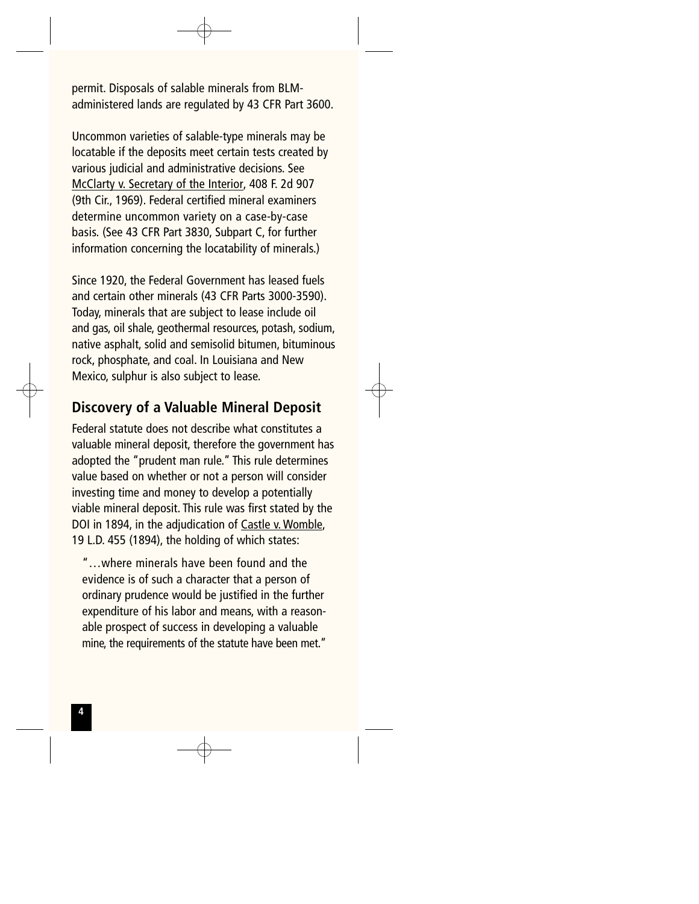permit. Disposals of salable minerals from BLM-administered lands are regulated by 43 CFR Part 3600.

Uncommon varieties of salable-type minerals may be locatable if the deposits meet certain tests created by various judicial and administrative decisions. See McClarty v. Secretary of the Interior, 408 F. 2d 907 (9th Cir., 1969). Federal certified mineral examiners determine uncommon variety on a case-by-case basis. (See 43 CFR Part 3830, Subpart C, for further information concerning the locatability of minerals.)

Since 1920, the Federal Government has leased fuels and certain other minerals (43 CFR Parts 3000-3590). Today, minerals that are subject to lease include oil and gas, oil shale, geothermal resources, potash, sodium, native asphalt, solid and semisolid bitumen, bituminous rock, phosphate, and coal. In Louisiana and New Mexico, sulphur is also subject to lease.

## Discovery of a Valuable Mineral Deposit

Federal statute does not describe what constitutes a valuable mineral deposit, therefore the government has adopted the "prudent man rule." This rule determines value based on whether or not a person will consider investing time and money to develop a potentially viable mineral deposit. This rule was first stated by the DOI in 1894, in the adjudication of Castle v. Womble, 19 L.D. 455 (1894), the holding of which states:

> "…where minerals have been found and the evidence is of such a character that a person of ordinary prudence would be justified in the further expenditure of his labor and means, with a reasonable prospect of success in developing a valuable mine, the requirements of the statute have been met."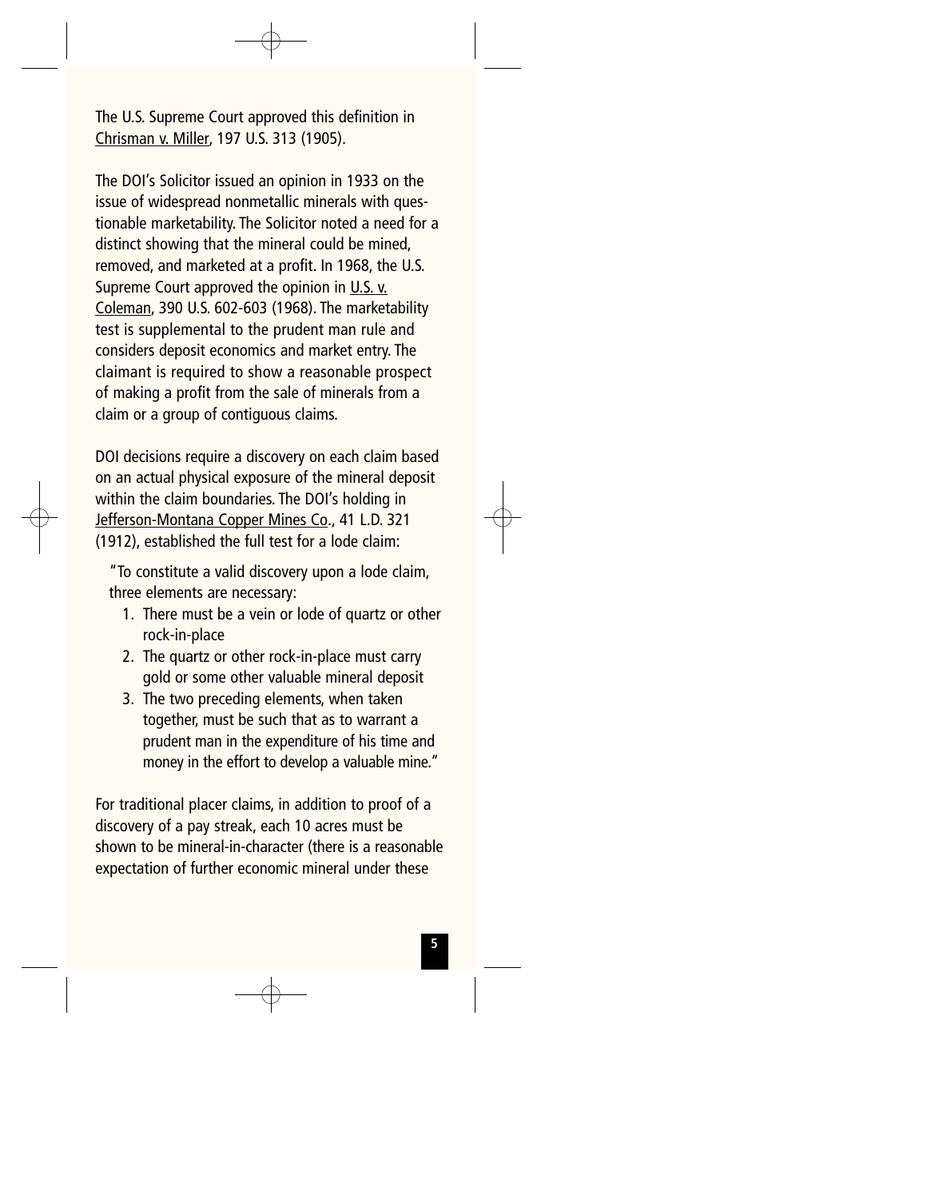The U.S. Supreme Court approved this definition in Chrisman v. Miller, 197 U.S. 313 (1905).

The DOI's Solicitor issued an opinion in 1933 on the issue of widespread nonmetallic minerals with questionable marketability. The Solicitor noted a need for a distinct showing that the mineral could be mined, removed, and marketed at a profit. In 1968, the U.S. Supreme Court approved the opinion in U.S. v. Coleman, 390 U.S. 602-603 (1968). The marketability test is supplemental to the prudent man rule and considers deposit economics and market entry. The claimant is required to show a reasonable prospect of making a profit from the sale of minerals from a claim or a group of contiguous claims.

DOI decisions require a discovery on each claim based on an actual physical exposure of the mineral deposit within the claim boundaries. The DOI's holding in Jefferson-Montana Copper Mines Co., 41 L.D. 321 (1912), established the full test for a lode claim:

> "To constitute a valid discovery upon a lode claim, three elements are necessary:
>
> 1. There must be a vein or lode of quartz or other rock-in-place
> 2. The quartz or other rock-in-place must carry gold or some other valuable mineral deposit
> 3. The two preceding elements, when taken together, must be such that as to warrant a prudent man in the expenditure of his time and money in the effort to develop a valuable mine."

For traditional placer claims, in addition to proof of a discovery of a pay streak, each 10 acres must be shown to be mineral-in-character (there is a reasonable expectation of further economic mineral under these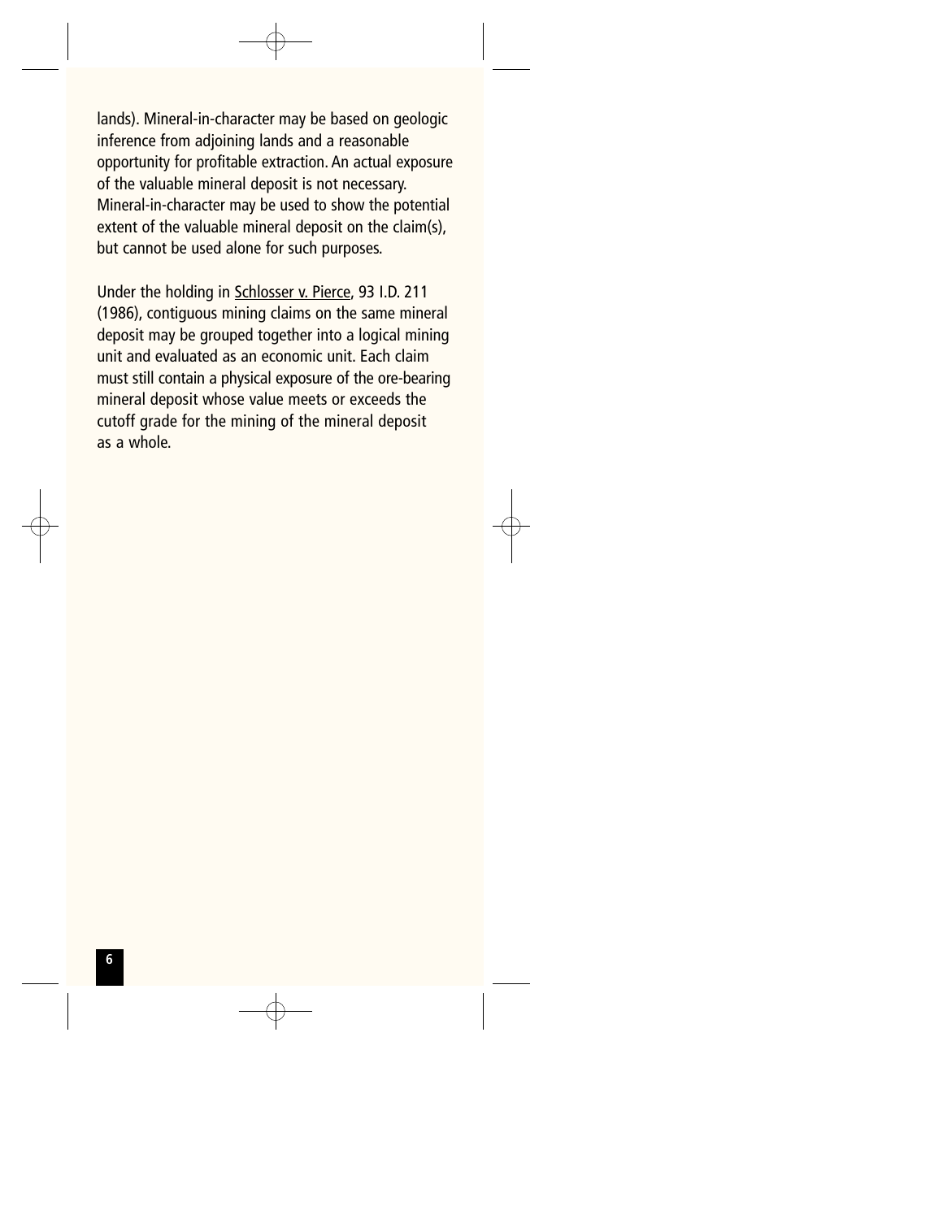lands). Mineral-in-character may be based on geologic inference from adjoining lands and a reasonable opportunity for profitable extraction. An actual exposure of the valuable mineral deposit is not necessary. Mineral-in-character may be used to show the potential extent of the valuable mineral deposit on the claim(s), but cannot be used alone for such purposes.

Under the holding in Schlosser v. Pierce, 93 I.D. 211 (1986), contiguous mining claims on the same mineral deposit may be grouped together into a logical mining unit and evaluated as an economic unit. Each claim must still contain a physical exposure of the ore-bearing mineral deposit whose value meets or exceeds the cutoff grade for the mining of the mineral deposit as a whole.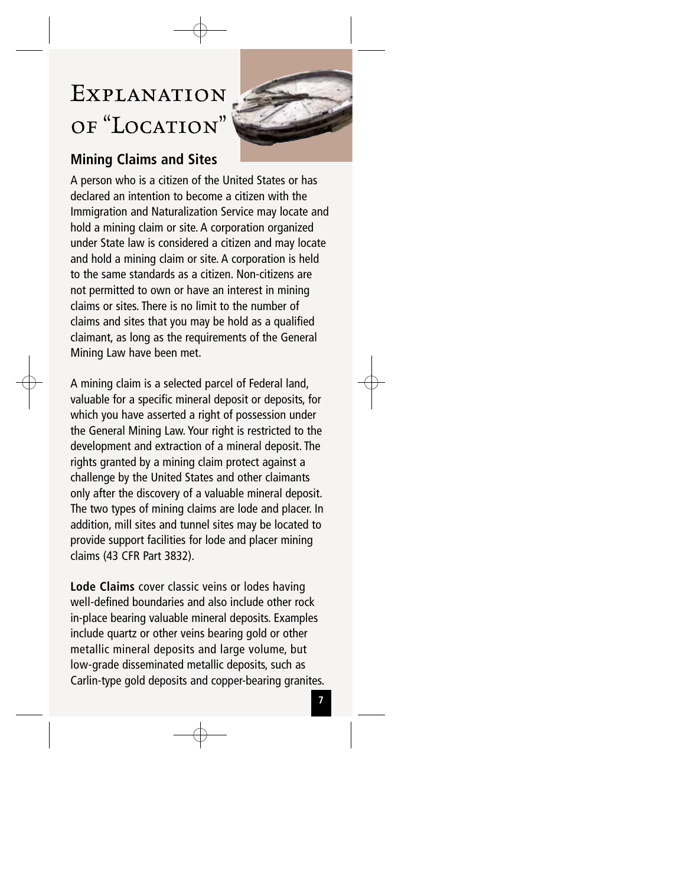# Explanation of "Location"

## Mining Claims and Sites

A person who is a citizen of the United States or has declared an intention to become a citizen with the Immigration and Naturalization Service may locate and hold a mining claim or site. A corporation organized under State law is considered a citizen and may locate and hold a mining claim or site. A corporation is held to the same standards as a citizen. Non-citizens are not permitted to own or have an interest in mining claims or sites. There is no limit to the number of claims and sites that you may be hold as a qualified claimant, as long as the requirements of the General Mining Law have been met.

A mining claim is a selected parcel of Federal land, valuable for a specific mineral deposit or deposits, for which you have asserted a right of possession under the General Mining Law. Your right is restricted to the development and extraction of a mineral deposit. The rights granted by a mining claim protect against a challenge by the United States and other claimants only after the discovery of a valuable mineral deposit. The two types of mining claims are lode and placer. In addition, mill sites and tunnel sites may be located to provide support facilities for lode and placer mining claims (43 CFR Part 3832).

**Lode Claims** cover classic veins or lodes having well-defined boundaries and also include other rock in-place bearing valuable mineral deposits. Examples include quartz or other veins bearing gold or other metallic mineral deposits and large volume, but low-grade disseminated metallic deposits, such as Carlin-type gold deposits and copper-bearing granites.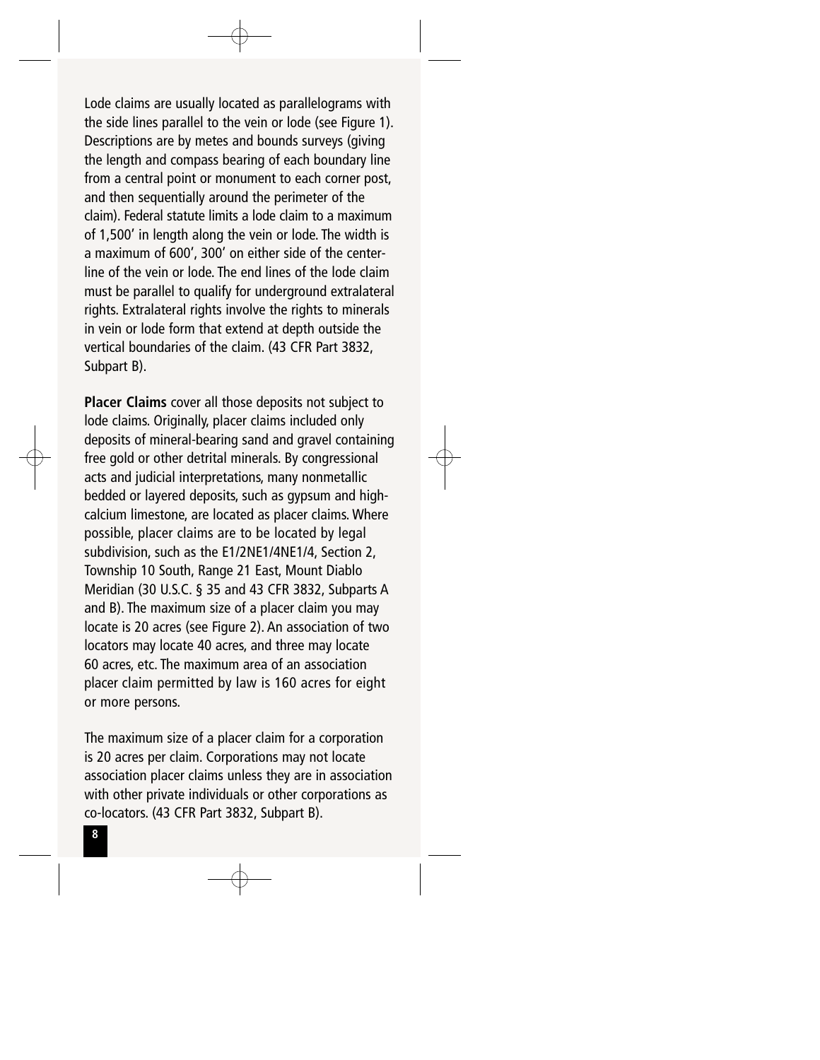Lode claims are usually located as parallelograms with the side lines parallel to the vein or lode (see Figure 1). Descriptions are by metes and bounds surveys (giving the length and compass bearing of each boundary line from a central point or monument to each corner post, and then sequentially around the perimeter of the claim). Federal statute limits a lode claim to a maximum of 1,500' in length along the vein or lode. The width is a maximum of 600', 300' on either side of the centerline of the vein or lode. The end lines of the lode claim must be parallel to qualify for underground extralateral rights. Extralateral rights involve the rights to minerals in vein or lode form that extend at depth outside the vertical boundaries of the claim. (43 CFR Part 3832, Subpart B).

**Placer Claims** cover all those deposits not subject to lode claims. Originally, placer claims included only deposits of mineral-bearing sand and gravel containing free gold or other detrital minerals. By congressional acts and judicial interpretations, many nonmetallic bedded or layered deposits, such as gypsum and high-calcium limestone, are located as placer claims. Where possible, placer claims are to be located by legal subdivision, such as the E1/2NE1/4NE1/4, Section 2, Township 10 South, Range 21 East, Mount Diablo Meridian (30 U.S.C. § 35 and 43 CFR 3832, Subparts A and B). The maximum size of a placer claim you may locate is 20 acres (see Figure 2). An association of two locators may locate 40 acres, and three may locate 60 acres, etc. The maximum area of an association placer claim permitted by law is 160 acres for eight or more persons.

The maximum size of a placer claim for a corporation is 20 acres per claim. Corporations may not locate association placer claims unless they are in association with other private individuals or other corporations as co-locators. (43 CFR Part 3832, Subpart B).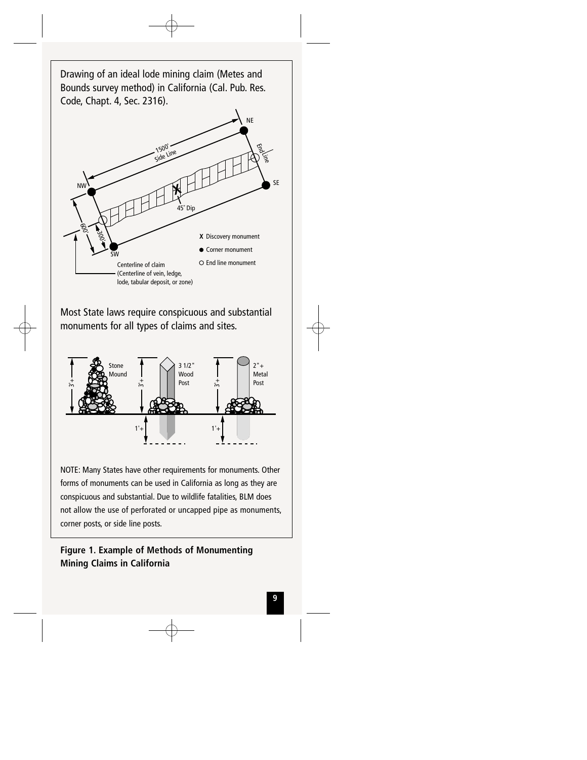Drawing of an ideal lode mining claim (Metes and Bounds survey method) in California (Cal. Pub. Res. Code, Chapt. 4, Sec. 2316).

NE

1500' Side Line

End Line

NW

SE

45° Dip

600'

300'

SW

X Discovery monument

● Corner monument

○ End line monument

Centerline of claim (Centerline of vein, ledge, lode, tabular deposit, or zone)

Most State laws require conspicuous and substantial monuments for all types of claims and sites.

3'+ Stone Mound

3'+ 3 1/2" Wood Post 1'+

3'+ 2"+ Metal Post 1'+

NOTE: Many States have other requirements for monuments. Other forms of monuments can be used in California as long as they are conspicuous and substantial. Due to wildlife fatalities, BLM does not allow the use of perforated or uncapped pipe as monuments, corner posts, or side line posts.

**Figure 1. Example of Methods of Monumenting Mining Claims in California**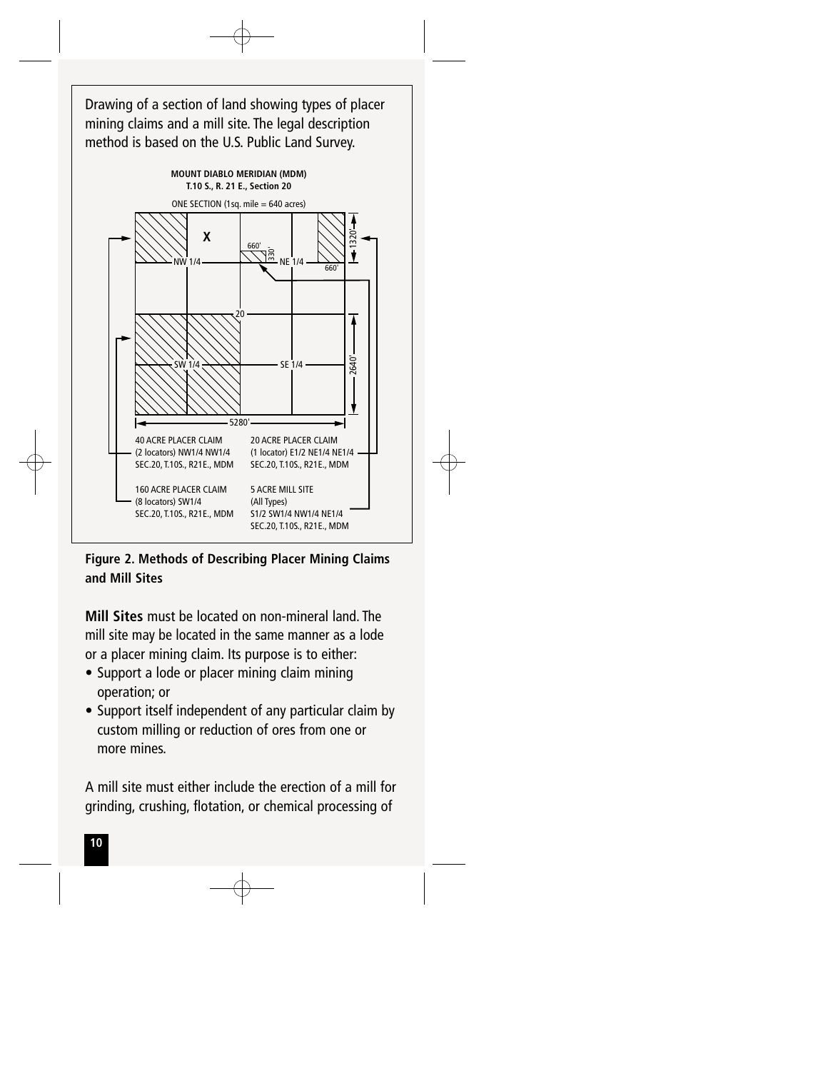Drawing of a section of land showing types of placer mining claims and a mill site. The legal description method is based on the U.S. Public Land Survey.

**MOUNT DIABLO MERIDIAN (MDM)**
**T.10 S., R. 21 E., Section 20**

ONE SECTION (1sq. mile = 640 acres)

X

660'

330'

NW 1/4

NE 1/4

660'

1320'

20

SW 1/4

SE 1/4

2640'

5280'

40 ACRE PLACER CLAIM
(2 locators) NW1/4 NW1/4
SEC.20, T.10S., R21E., MDM

20 ACRE PLACER CLAIM
(1 locator) E1/2 NE1/4 NE1/4
SEC.20, T.10S., R21E., MDM

160 ACRE PLACER CLAIM
(8 locators) SW1/4
SEC.20, T.10S., R21E., MDM

5 ACRE MILL SITE
(All Types)
S1/2 SW1/4 NW1/4 NE1/4
SEC.20, T.10S., R21E., MDM

**Figure 2. Methods of Describing Placer Mining Claims and Mill Sites**

**Mill Sites** must be located on non-mineral land. The mill site may be located in the same manner as a lode or a placer mining claim. Its purpose is to either:

- Support a lode or placer mining claim mining operation; or
- Support itself independent of any particular claim by custom milling or reduction of ores from one or more mines.

A mill site must either include the erection of a mill for grinding, crushing, flotation, or chemical processing of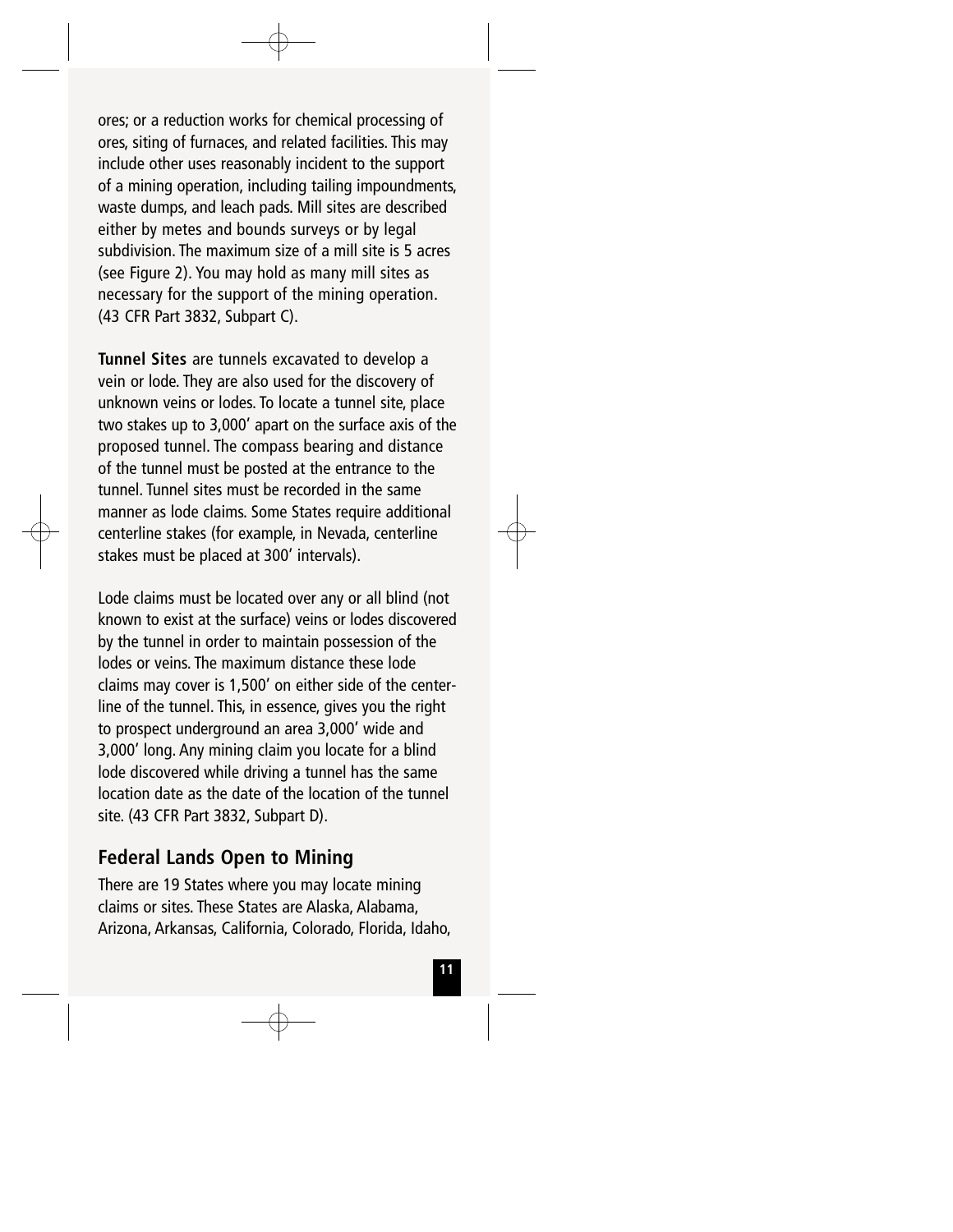ores; or a reduction works for chemical processing of ores, siting of furnaces, and related facilities. This may include other uses reasonably incident to the support of a mining operation, including tailing impoundments, waste dumps, and leach pads. Mill sites are described either by metes and bounds surveys or by legal subdivision. The maximum size of a mill site is 5 acres (see Figure 2). You may hold as many mill sites as necessary for the support of the mining operation. (43 CFR Part 3832, Subpart C).

**Tunnel Sites** are tunnels excavated to develop a vein or lode. They are also used for the discovery of unknown veins or lodes. To locate a tunnel site, place two stakes up to 3,000' apart on the surface axis of the proposed tunnel. The compass bearing and distance of the tunnel must be posted at the entrance to the tunnel. Tunnel sites must be recorded in the same manner as lode claims. Some States require additional centerline stakes (for example, in Nevada, centerline stakes must be placed at 300' intervals).

Lode claims must be located over any or all blind (not known to exist at the surface) veins or lodes discovered by the tunnel in order to maintain possession of the lodes or veins. The maximum distance these lode claims may cover is 1,500' on either side of the centerline of the tunnel. This, in essence, gives you the right to prospect underground an area 3,000' wide and 3,000' long. Any mining claim you locate for a blind lode discovered while driving a tunnel has the same location date as the date of the location of the tunnel site. (43 CFR Part 3832, Subpart D).

## Federal Lands Open to Mining

There are 19 States where you may locate mining claims or sites. These States are Alaska, Alabama, Arizona, Arkansas, California, Colorado, Florida, Idaho,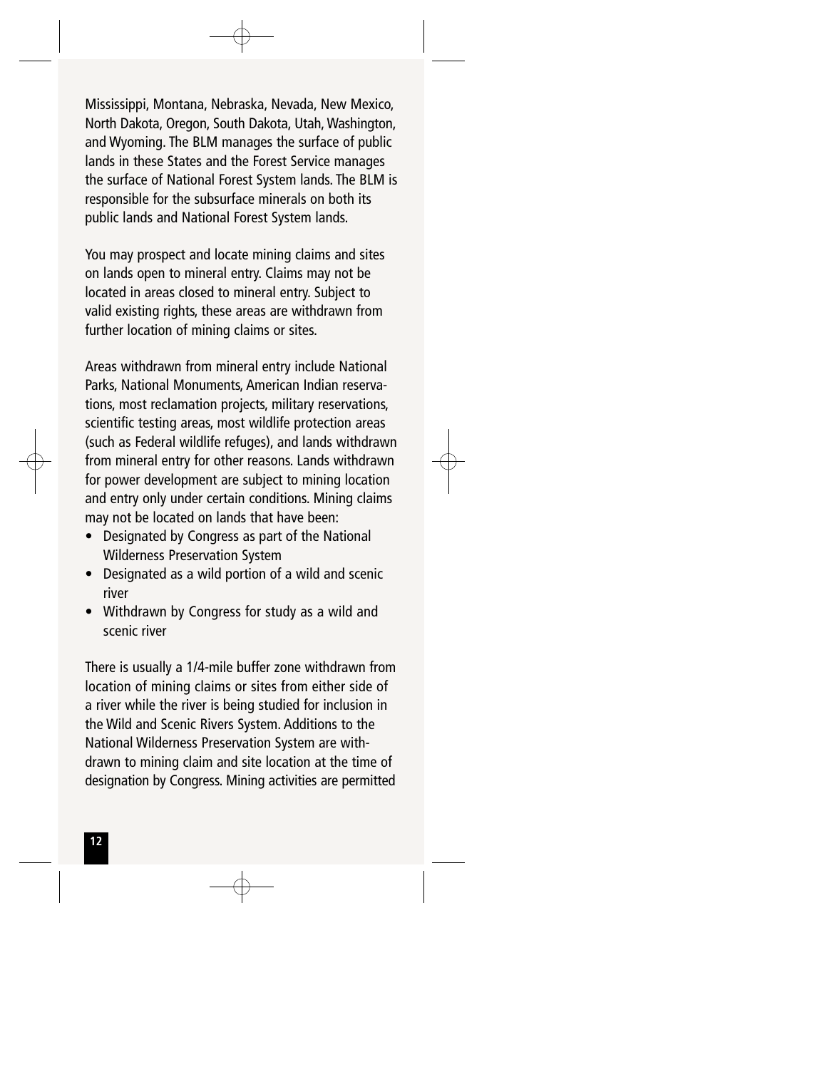Mississippi, Montana, Nebraska, Nevada, New Mexico, North Dakota, Oregon, South Dakota, Utah, Washington, and Wyoming. The BLM manages the surface of public lands in these States and the Forest Service manages the surface of National Forest System lands. The BLM is responsible for the subsurface minerals on both its public lands and National Forest System lands.

You may prospect and locate mining claims and sites on lands open to mineral entry. Claims may not be located in areas closed to mineral entry. Subject to valid existing rights, these areas are withdrawn from further location of mining claims or sites.

Areas withdrawn from mineral entry include National Parks, National Monuments, American Indian reservations, most reclamation projects, military reservations, scientific testing areas, most wildlife protection areas (such as Federal wildlife refuges), and lands withdrawn from mineral entry for other reasons. Lands withdrawn for power development are subject to mining location and entry only under certain conditions. Mining claims may not be located on lands that have been:

- Designated by Congress as part of the National Wilderness Preservation System
- Designated as a wild portion of a wild and scenic river
- Withdrawn by Congress for study as a wild and scenic river

There is usually a 1/4-mile buffer zone withdrawn from location of mining claims or sites from either side of a river while the river is being studied for inclusion in the Wild and Scenic Rivers System. Additions to the National Wilderness Preservation System are withdrawn to mining claim and site location at the time of designation by Congress. Mining activities are permitted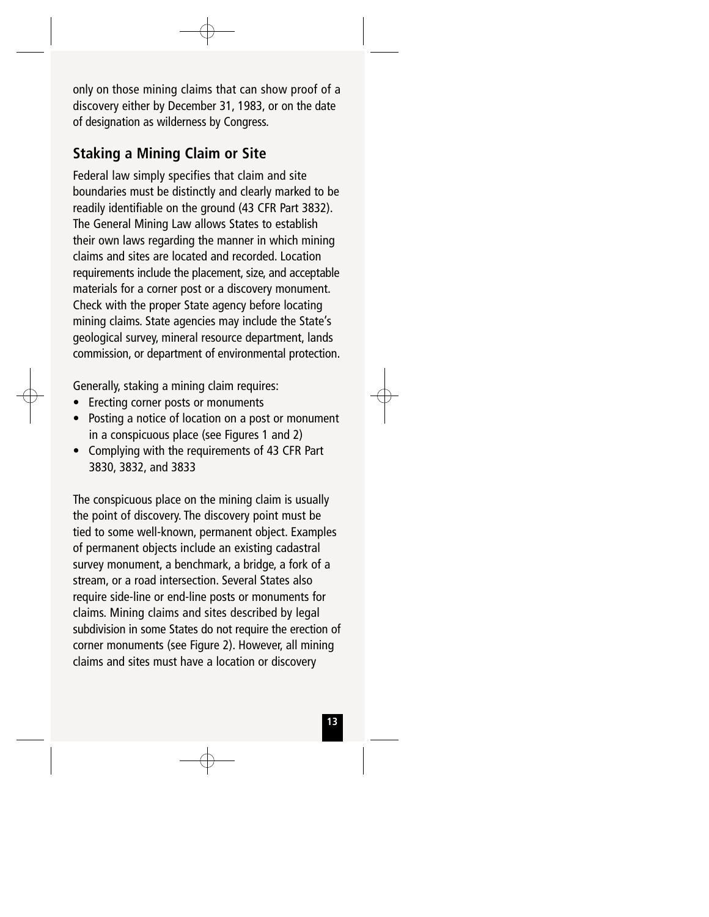only on those mining claims that can show proof of a discovery either by December 31, 1983, or on the date of designation as wilderness by Congress.

## Staking a Mining Claim or Site

Federal law simply specifies that claim and site boundaries must be distinctly and clearly marked to be readily identifiable on the ground (43 CFR Part 3832). The General Mining Law allows States to establish their own laws regarding the manner in which mining claims and sites are located and recorded. Location requirements include the placement, size, and acceptable materials for a corner post or a discovery monument. Check with the proper State agency before locating mining claims. State agencies may include the State's geological survey, mineral resource department, lands commission, or department of environmental protection.

Generally, staking a mining claim requires:

- Erecting corner posts or monuments
- Posting a notice of location on a post or monument in a conspicuous place (see Figures 1 and 2)
- Complying with the requirements of 43 CFR Part 3830, 3832, and 3833

The conspicuous place on the mining claim is usually the point of discovery. The discovery point must be tied to some well-known, permanent object. Examples of permanent objects include an existing cadastral survey monument, a benchmark, a bridge, a fork of a stream, or a road intersection. Several States also require side-line or end-line posts or monuments for claims. Mining claims and sites described by legal subdivision in some States do not require the erection of corner monuments (see Figure 2). However, all mining claims and sites must have a location or discovery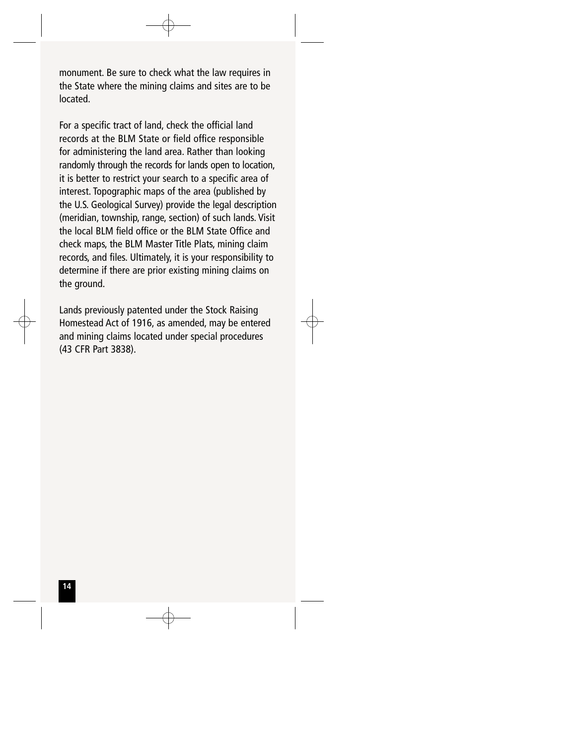monument. Be sure to check what the law requires in the State where the mining claims and sites are to be located.

For a specific tract of land, check the official land records at the BLM State or field office responsible for administering the land area. Rather than looking randomly through the records for lands open to location, it is better to restrict your search to a specific area of interest. Topographic maps of the area (published by the U.S. Geological Survey) provide the legal description (meridian, township, range, section) of such lands. Visit the local BLM field office or the BLM State Office and check maps, the BLM Master Title Plats, mining claim records, and files. Ultimately, it is your responsibility to determine if there are prior existing mining claims on the ground.

Lands previously patented under the Stock Raising Homestead Act of 1916, as amended, may be entered and mining claims located under special procedures (43 CFR Part 3838).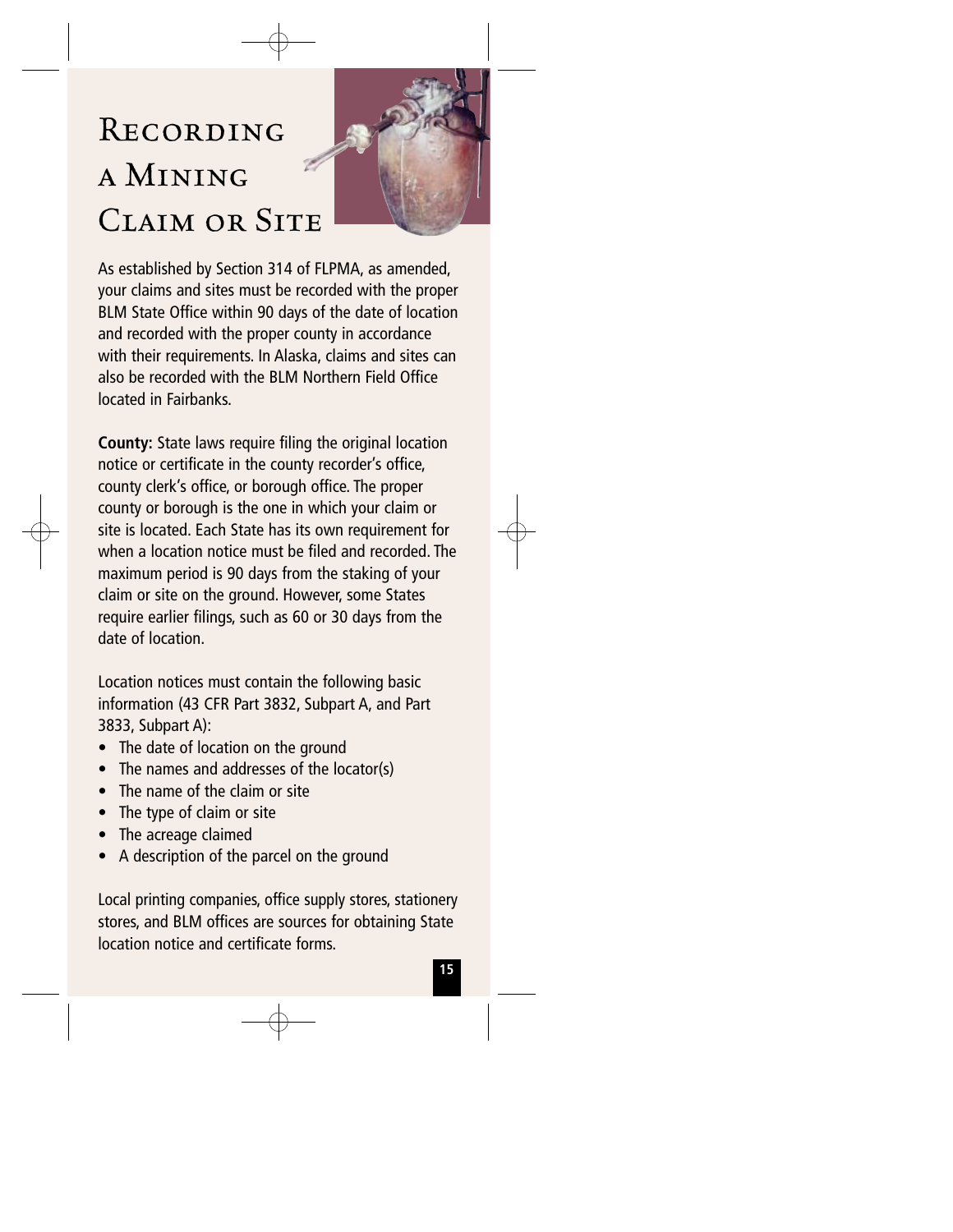# Recording a Mining Claim or Site

As established by Section 314 of FLPMA, as amended, your claims and sites must be recorded with the proper BLM State Office within 90 days of the date of location and recorded with the proper county in accordance with their requirements. In Alaska, claims and sites can also be recorded with the BLM Northern Field Office located in Fairbanks.

**County:** State laws require filing the original location notice or certificate in the county recorder's office, county clerk's office, or borough office. The proper county or borough is the one in which your claim or site is located. Each State has its own requirement for when a location notice must be filed and recorded. The maximum period is 90 days from the staking of your claim or site on the ground. However, some States require earlier filings, such as 60 or 30 days from the date of location.

Location notices must contain the following basic information (43 CFR Part 3832, Subpart A, and Part 3833, Subpart A):

- The date of location on the ground
- The names and addresses of the locator(s)
- The name of the claim or site
- The type of claim or site
- The acreage claimed
- A description of the parcel on the ground

Local printing companies, office supply stores, stationery stores, and BLM offices are sources for obtaining State location notice and certificate forms.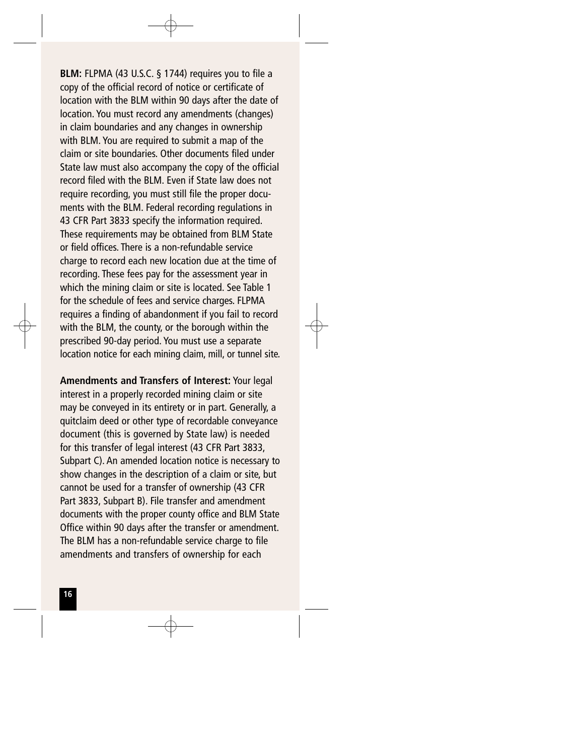**BLM:** FLPMA (43 U.S.C. § 1744) requires you to file a copy of the official record of notice or certificate of location with the BLM within 90 days after the date of location. You must record any amendments (changes) in claim boundaries and any changes in ownership with BLM. You are required to submit a map of the claim or site boundaries. Other documents filed under State law must also accompany the copy of the official record filed with the BLM. Even if State law does not require recording, you must still file the proper documents with the BLM. Federal recording regulations in 43 CFR Part 3833 specify the information required. These requirements may be obtained from BLM State or field offices. There is a non-refundable service charge to record each new location due at the time of recording. These fees pay for the assessment year in which the mining claim or site is located. See Table 1 for the schedule of fees and service charges. FLPMA requires a finding of abandonment if you fail to record with the BLM, the county, or the borough within the prescribed 90-day period. You must use a separate location notice for each mining claim, mill, or tunnel site.

**Amendments and Transfers of Interest:** Your legal interest in a properly recorded mining claim or site may be conveyed in its entirety or in part. Generally, a quitclaim deed or other type of recordable conveyance document (this is governed by State law) is needed for this transfer of legal interest (43 CFR Part 3833, Subpart C). An amended location notice is necessary to show changes in the description of a claim or site, but cannot be used for a transfer of ownership (43 CFR Part 3833, Subpart B). File transfer and amendment documents with the proper county office and BLM State Office within 90 days after the transfer or amendment. The BLM has a non-refundable service charge to file amendments and transfers of ownership for each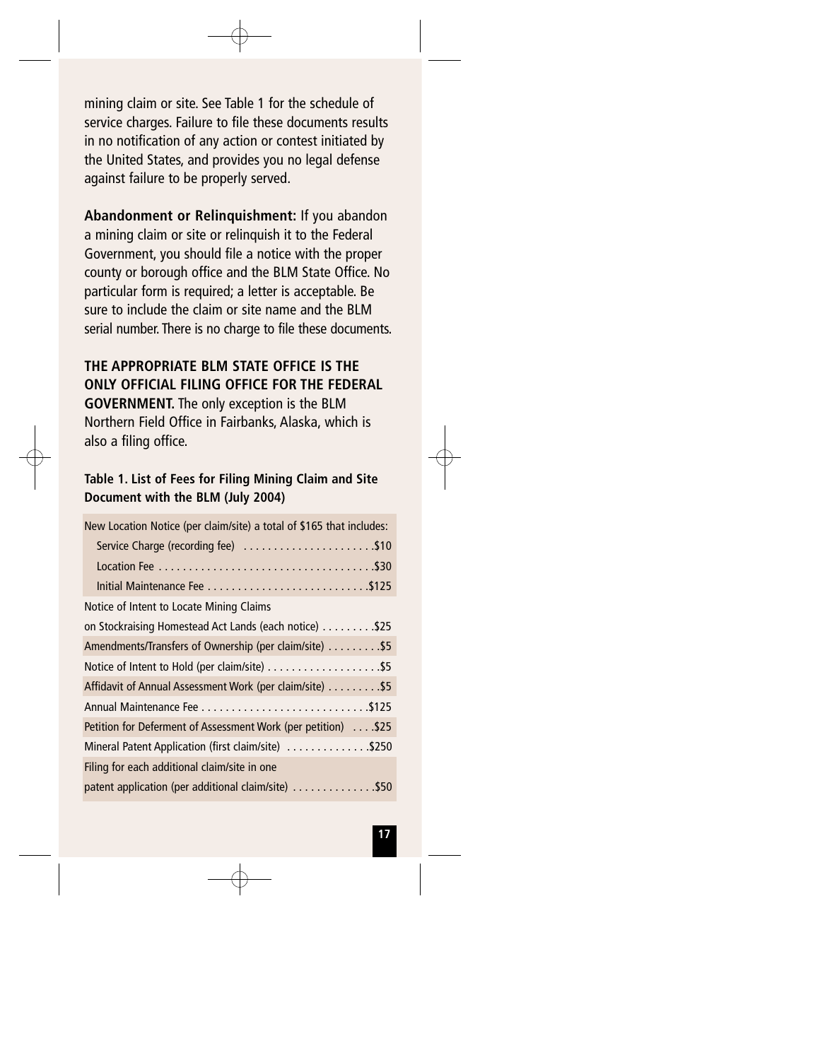mining claim or site. See Table 1 for the schedule of service charges. Failure to file these documents results in no notification of any action or contest initiated by the United States, and provides you no legal defense against failure to be properly served.

**Abandonment or Relinquishment:** If you abandon a mining claim or site or relinquish it to the Federal Government, you should file a notice with the proper county or borough office and the BLM State Office. No particular form is required; a letter is acceptable. Be sure to include the claim or site name and the BLM serial number. There is no charge to file these documents.

**THE APPROPRIATE BLM STATE OFFICE IS THE ONLY OFFICIAL FILING OFFICE FOR THE FEDERAL GOVERNMENT.** The only exception is the BLM Northern Field Office in Fairbanks, Alaska, which is also a filing office.

**Table 1. List of Fees for Filing Mining Claim and Site Document with the BLM (July 2004)**

| Document | Fee |
|---|---|
| New Location Notice (per claim/site) a total of $165 that includes: | |
| Service Charge (recording fee) | $10 |
| Location Fee | $30 |
| Initial Maintenance Fee | $125 |
| Notice of Intent to Locate Mining Claims on Stockraising Homestead Act Lands (each notice) | $25 |
| Amendments/Transfers of Ownership (per claim/site) | $5 |
| Notice of Intent to Hold (per claim/site) | $5 |
| Affidavit of Annual Assessment Work (per claim/site) | $5 |
| Annual Maintenance Fee | $125 |
| Petition for Deferment of Assessment Work (per petition) | $25 |
| Mineral Patent Application (first claim/site) | $250 |
| Filing for each additional claim/site in one patent application (per additional claim/site) | $50 |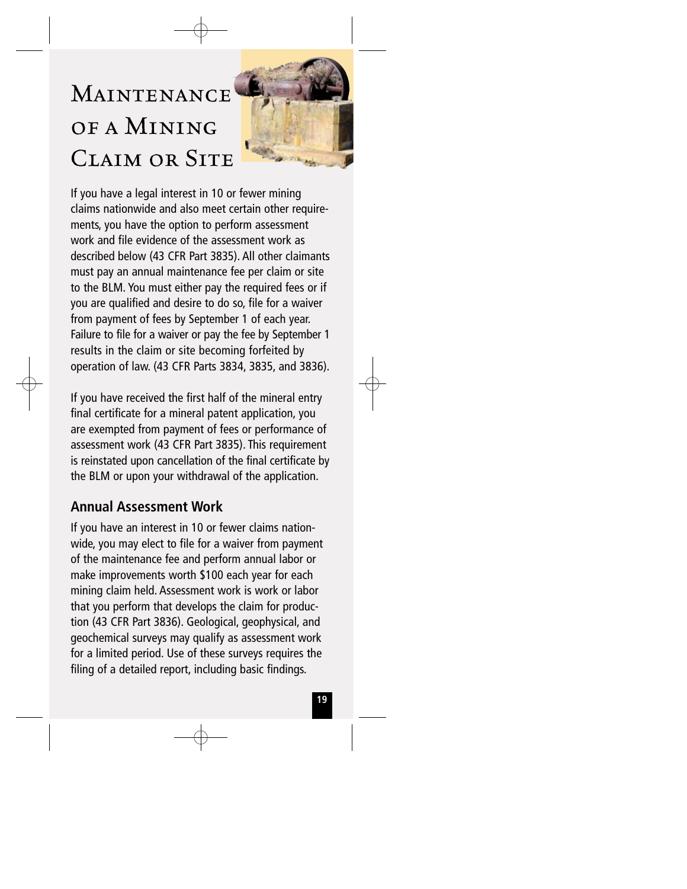# Maintenance of a Mining Claim or Site

If you have a legal interest in 10 or fewer mining claims nationwide and also meet certain other requirements, you have the option to perform assessment work and file evidence of the assessment work as described below (43 CFR Part 3835). All other claimants must pay an annual maintenance fee per claim or site to the BLM. You must either pay the required fees or if you are qualified and desire to do so, file for a waiver from payment of fees by September 1 of each year. Failure to file for a waiver or pay the fee by September 1 results in the claim or site becoming forfeited by operation of law. (43 CFR Parts 3834, 3835, and 3836).

If you have received the first half of the mineral entry final certificate for a mineral patent application, you are exempted from payment of fees or performance of assessment work (43 CFR Part 3835). This requirement is reinstated upon cancellation of the final certificate by the BLM or upon your withdrawal of the application.

## Annual Assessment Work

If you have an interest in 10 or fewer claims nationwide, you may elect to file for a waiver from payment of the maintenance fee and perform annual labor or make improvements worth $100 each year for each mining claim held. Assessment work is work or labor that you perform that develops the claim for production (43 CFR Part 3836). Geological, geophysical, and geochemical surveys may qualify as assessment work for a limited period. Use of these surveys requires the filing of a detailed report, including basic findings.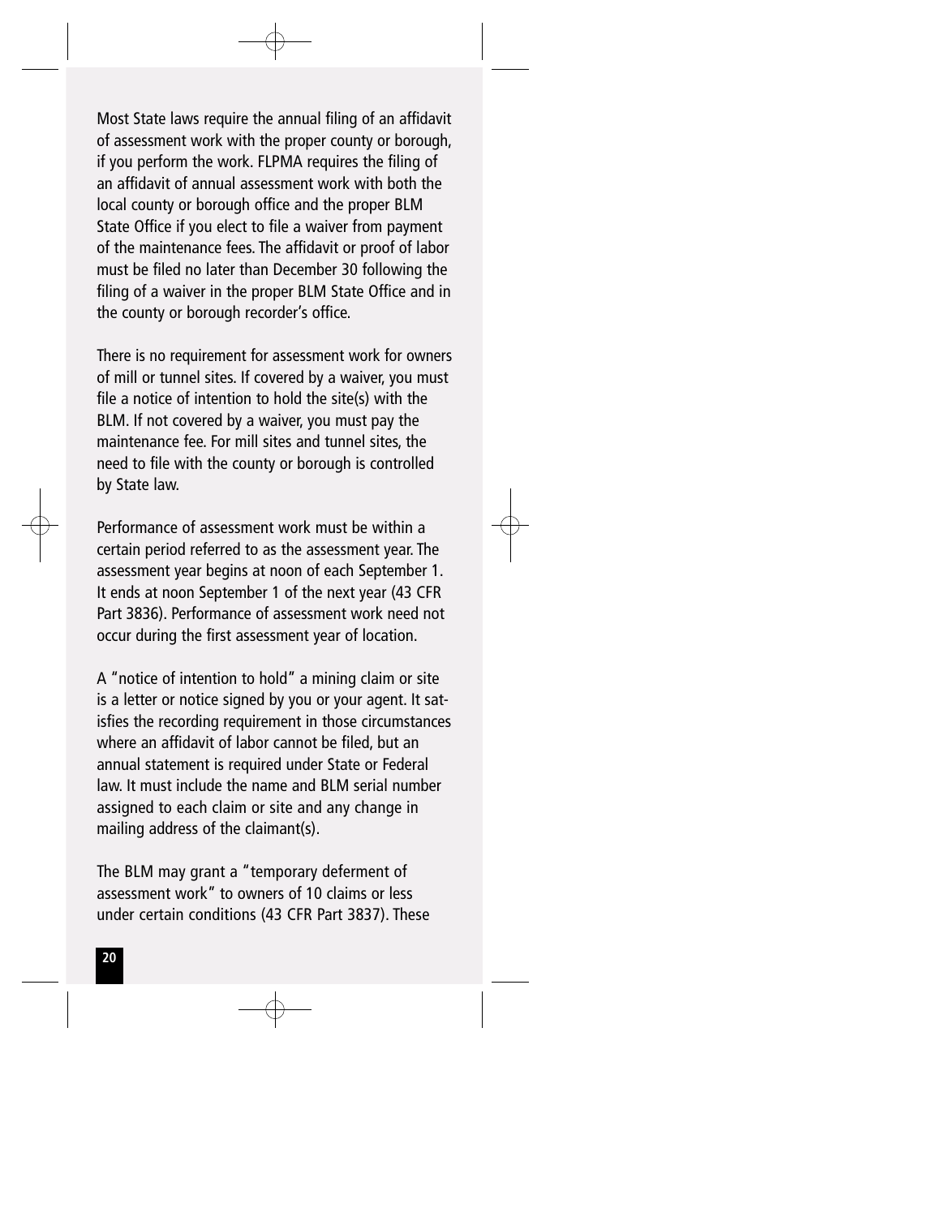Most State laws require the annual filing of an affidavit of assessment work with the proper county or borough, if you perform the work. FLPMA requires the filing of an affidavit of annual assessment work with both the local county or borough office and the proper BLM State Office if you elect to file a waiver from payment of the maintenance fees. The affidavit or proof of labor must be filed no later than December 30 following the filing of a waiver in the proper BLM State Office and in the county or borough recorder's office.

There is no requirement for assessment work for owners of mill or tunnel sites. If covered by a waiver, you must file a notice of intention to hold the site(s) with the BLM. If not covered by a waiver, you must pay the maintenance fee. For mill sites and tunnel sites, the need to file with the county or borough is controlled by State law.

Performance of assessment work must be within a certain period referred to as the assessment year. The assessment year begins at noon of each September 1. It ends at noon September 1 of the next year (43 CFR Part 3836). Performance of assessment work need not occur during the first assessment year of location.

A "notice of intention to hold" a mining claim or site is a letter or notice signed by you or your agent. It satisfies the recording requirement in those circumstances where an affidavit of labor cannot be filed, but an annual statement is required under State or Federal law. It must include the name and BLM serial number assigned to each claim or site and any change in mailing address of the claimant(s).

The BLM may grant a "temporary deferment of assessment work" to owners of 10 claims or less under certain conditions (43 CFR Part 3837). These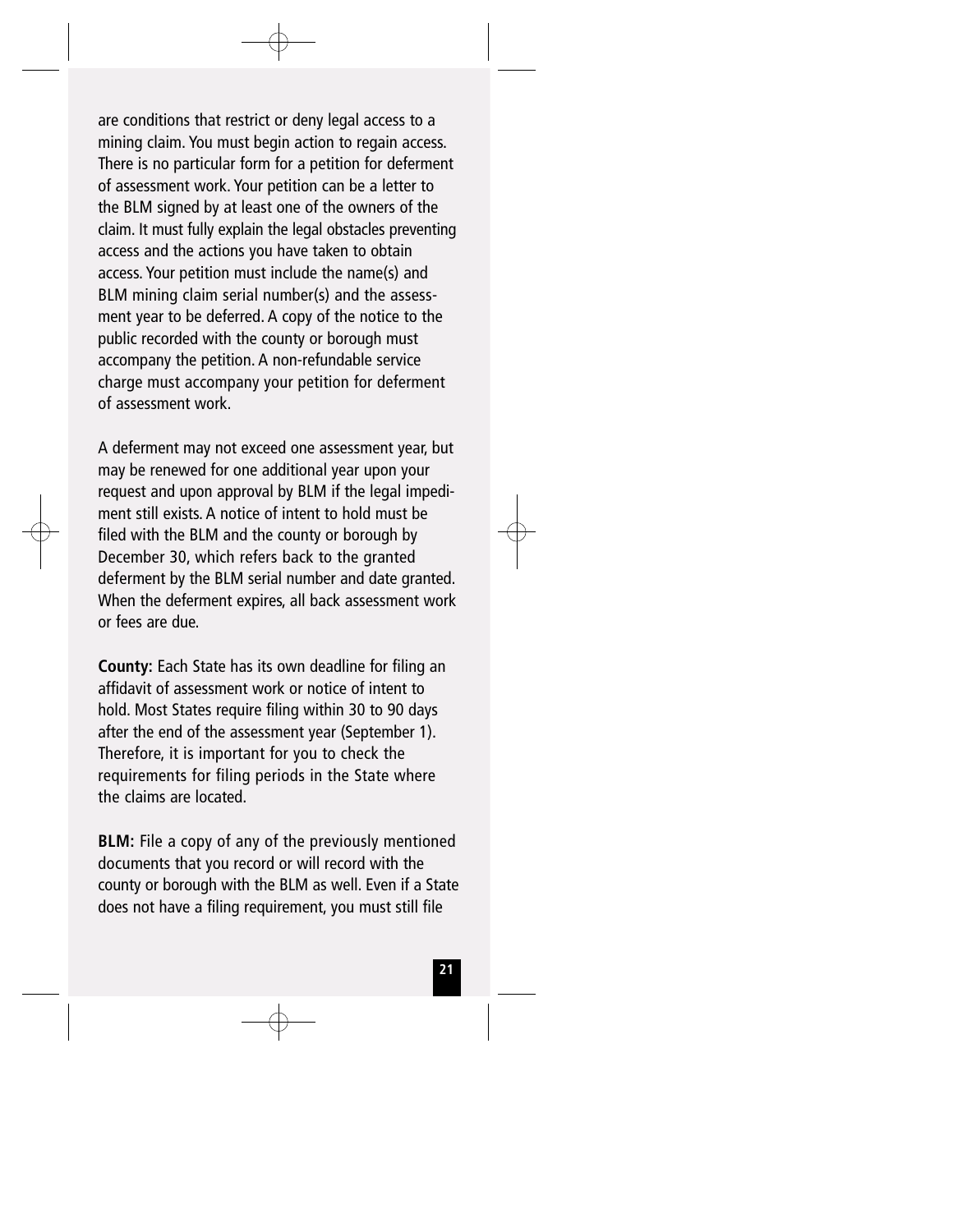are conditions that restrict or deny legal access to a mining claim. You must begin action to regain access. There is no particular form for a petition for deferment of assessment work. Your petition can be a letter to the BLM signed by at least one of the owners of the claim. It must fully explain the legal obstacles preventing access and the actions you have taken to obtain access. Your petition must include the name(s) and BLM mining claim serial number(s) and the assessment year to be deferred. A copy of the notice to the public recorded with the county or borough must accompany the petition. A non-refundable service charge must accompany your petition for deferment of assessment work.

A deferment may not exceed one assessment year, but may be renewed for one additional year upon your request and upon approval by BLM if the legal impediment still exists. A notice of intent to hold must be filed with the BLM and the county or borough by December 30, which refers back to the granted deferment by the BLM serial number and date granted. When the deferment expires, all back assessment work or fees are due.

**County:** Each State has its own deadline for filing an affidavit of assessment work or notice of intent to hold. Most States require filing within 30 to 90 days after the end of the assessment year (September 1). Therefore, it is important for you to check the requirements for filing periods in the State where the claims are located.

**BLM:** File a copy of any of the previously mentioned documents that you record or will record with the county or borough with the BLM as well. Even if a State does not have a filing requirement, you must still file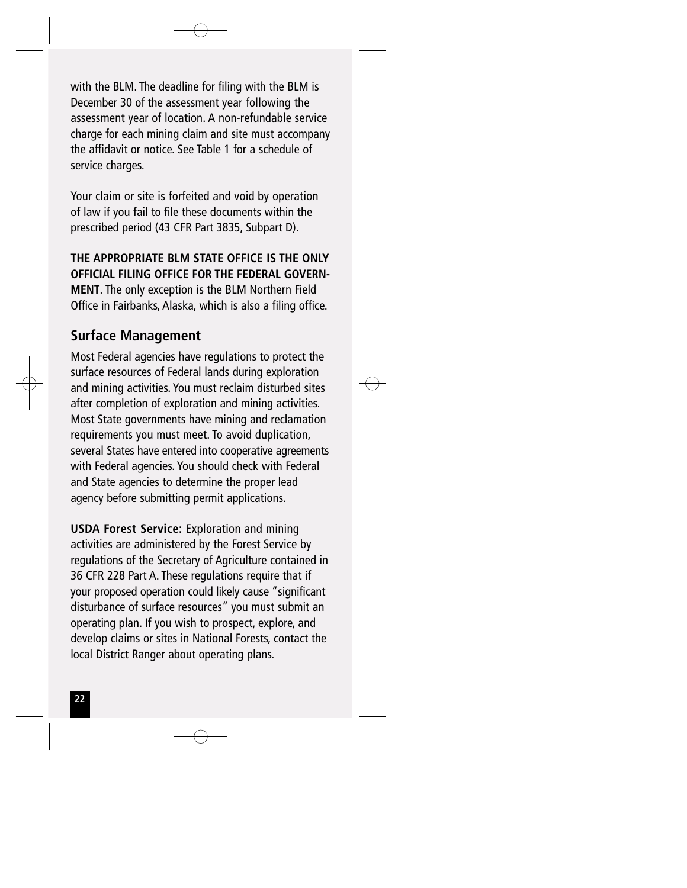with the BLM. The deadline for filing with the BLM is December 30 of the assessment year following the assessment year of location. A non-refundable service charge for each mining claim and site must accompany the affidavit or notice. See Table 1 for a schedule of service charges.

Your claim or site is forfeited and void by operation of law if you fail to file these documents within the prescribed period (43 CFR Part 3835, Subpart D).

**THE APPROPRIATE BLM STATE OFFICE IS THE ONLY OFFICIAL FILING OFFICE FOR THE FEDERAL GOVERNMENT**. The only exception is the BLM Northern Field Office in Fairbanks, Alaska, which is also a filing office.

## Surface Management

Most Federal agencies have regulations to protect the surface resources of Federal lands during exploration and mining activities. You must reclaim disturbed sites after completion of exploration and mining activities. Most State governments have mining and reclamation requirements you must meet. To avoid duplication, several States have entered into cooperative agreements with Federal agencies. You should check with Federal and State agencies to determine the proper lead agency before submitting permit applications.

**USDA Forest Service:** Exploration and mining activities are administered by the Forest Service by regulations of the Secretary of Agriculture contained in 36 CFR 228 Part A. These regulations require that if your proposed operation could likely cause "significant disturbance of surface resources" you must submit an operating plan. If you wish to prospect, explore, and develop claims or sites in National Forests, contact the local District Ranger about operating plans.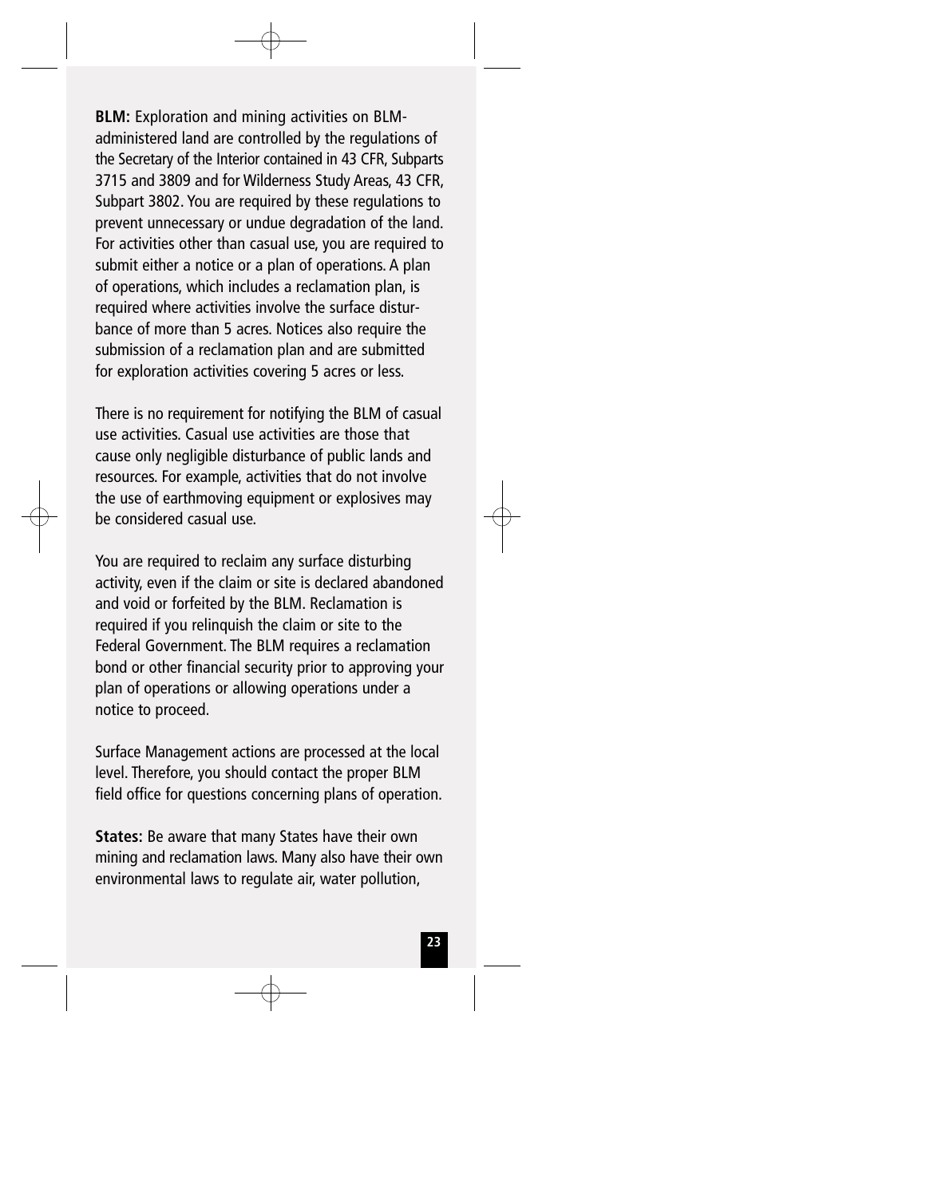**BLM:** Exploration and mining activities on BLM-administered land are controlled by the regulations of the Secretary of the Interior contained in 43 CFR, Subparts 3715 and 3809 and for Wilderness Study Areas, 43 CFR, Subpart 3802. You are required by these regulations to prevent unnecessary or undue degradation of the land. For activities other than casual use, you are required to submit either a notice or a plan of operations. A plan of operations, which includes a reclamation plan, is required where activities involve the surface disturbance of more than 5 acres. Notices also require the submission of a reclamation plan and are submitted for exploration activities covering 5 acres or less.

There is no requirement for notifying the BLM of casual use activities. Casual use activities are those that cause only negligible disturbance of public lands and resources. For example, activities that do not involve the use of earthmoving equipment or explosives may be considered casual use.

You are required to reclaim any surface disturbing activity, even if the claim or site is declared abandoned and void or forfeited by the BLM. Reclamation is required if you relinquish the claim or site to the Federal Government. The BLM requires a reclamation bond or other financial security prior to approving your plan of operations or allowing operations under a notice to proceed.

Surface Management actions are processed at the local level. Therefore, you should contact the proper BLM field office for questions concerning plans of operation.

**States:** Be aware that many States have their own mining and reclamation laws. Many also have their own environmental laws to regulate air, water pollution,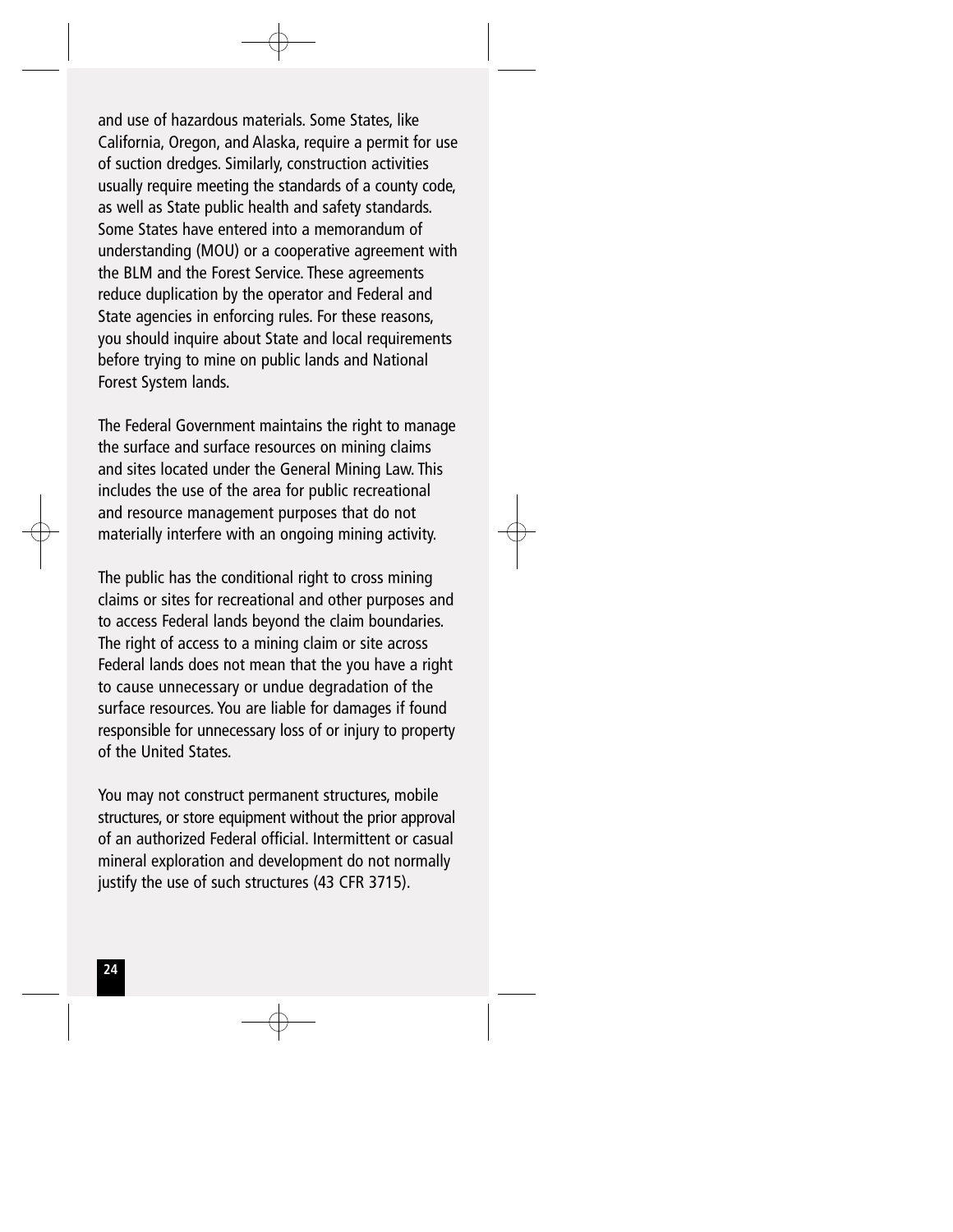and use of hazardous materials. Some States, like California, Oregon, and Alaska, require a permit for use of suction dredges. Similarly, construction activities usually require meeting the standards of a county code, as well as State public health and safety standards. Some States have entered into a memorandum of understanding (MOU) or a cooperative agreement with the BLM and the Forest Service. These agreements reduce duplication by the operator and Federal and State agencies in enforcing rules. For these reasons, you should inquire about State and local requirements before trying to mine on public lands and National Forest System lands.

The Federal Government maintains the right to manage the surface and surface resources on mining claims and sites located under the General Mining Law. This includes the use of the area for public recreational and resource management purposes that do not materially interfere with an ongoing mining activity.

The public has the conditional right to cross mining claims or sites for recreational and other purposes and to access Federal lands beyond the claim boundaries. The right of access to a mining claim or site across Federal lands does not mean that the you have a right to cause unnecessary or undue degradation of the surface resources. You are liable for damages if found responsible for unnecessary loss of or injury to property of the United States.

You may not construct permanent structures, mobile structures, or store equipment without the prior approval of an authorized Federal official. Intermittent or casual mineral exploration and development do not normally justify the use of such structures (43 CFR 3715).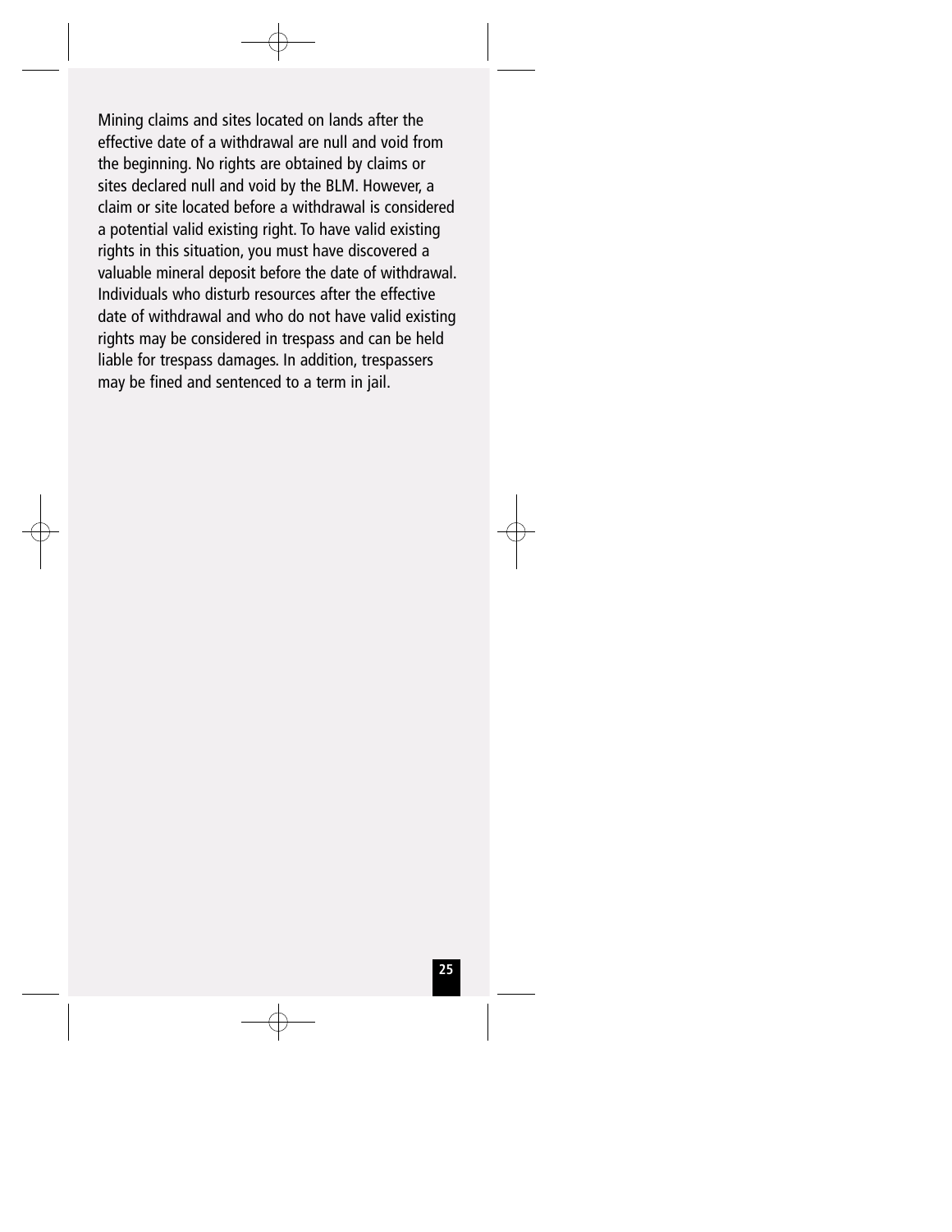Mining claims and sites located on lands after the effective date of a withdrawal are null and void from the beginning. No rights are obtained by claims or sites declared null and void by the BLM. However, a claim or site located before a withdrawal is considered a potential valid existing right. To have valid existing rights in this situation, you must have discovered a valuable mineral deposit before the date of withdrawal. Individuals who disturb resources after the effective date of withdrawal and who do not have valid existing rights may be considered in trespass and can be held liable for trespass damages. In addition, trespassers may be fined and sentenced to a term in jail.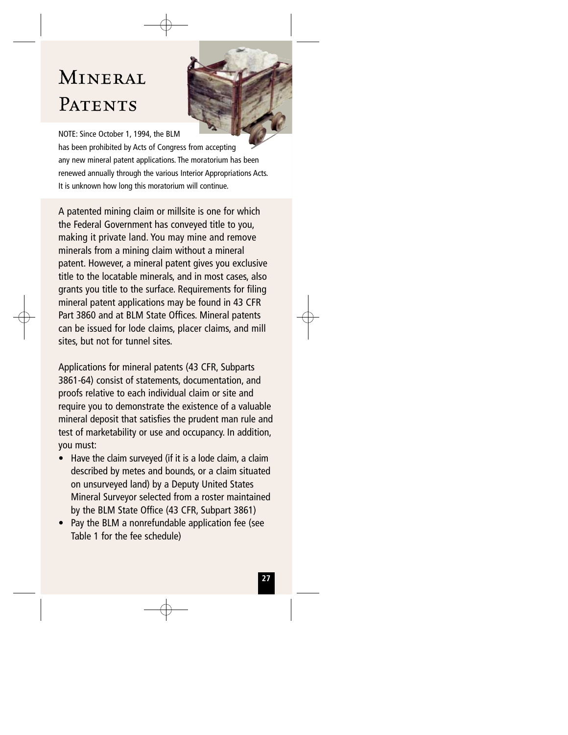# Mineral Patents

NOTE: Since October 1, 1994, the BLM has been prohibited by Acts of Congress from accepting any new mineral patent applications. The moratorium has been renewed annually through the various Interior Appropriations Acts. It is unknown how long this moratorium will continue.

A patented mining claim or millsite is one for which the Federal Government has conveyed title to you, making it private land. You may mine and remove minerals from a mining claim without a mineral patent. However, a mineral patent gives you exclusive title to the locatable minerals, and in most cases, also grants you title to the surface. Requirements for filing mineral patent applications may be found in 43 CFR Part 3860 and at BLM State Offices. Mineral patents can be issued for lode claims, placer claims, and mill sites, but not for tunnel sites.

Applications for mineral patents (43 CFR, Subparts 3861-64) consist of statements, documentation, and proofs relative to each individual claim or site and require you to demonstrate the existence of a valuable mineral deposit that satisfies the prudent man rule and test of marketability or use and occupancy. In addition, you must:

- Have the claim surveyed (if it is a lode claim, a claim described by metes and bounds, or a claim situated on unsurveyed land) by a Deputy United States Mineral Surveyor selected from a roster maintained by the BLM State Office (43 CFR, Subpart 3861)
- Pay the BLM a nonrefundable application fee (see Table 1 for the fee schedule)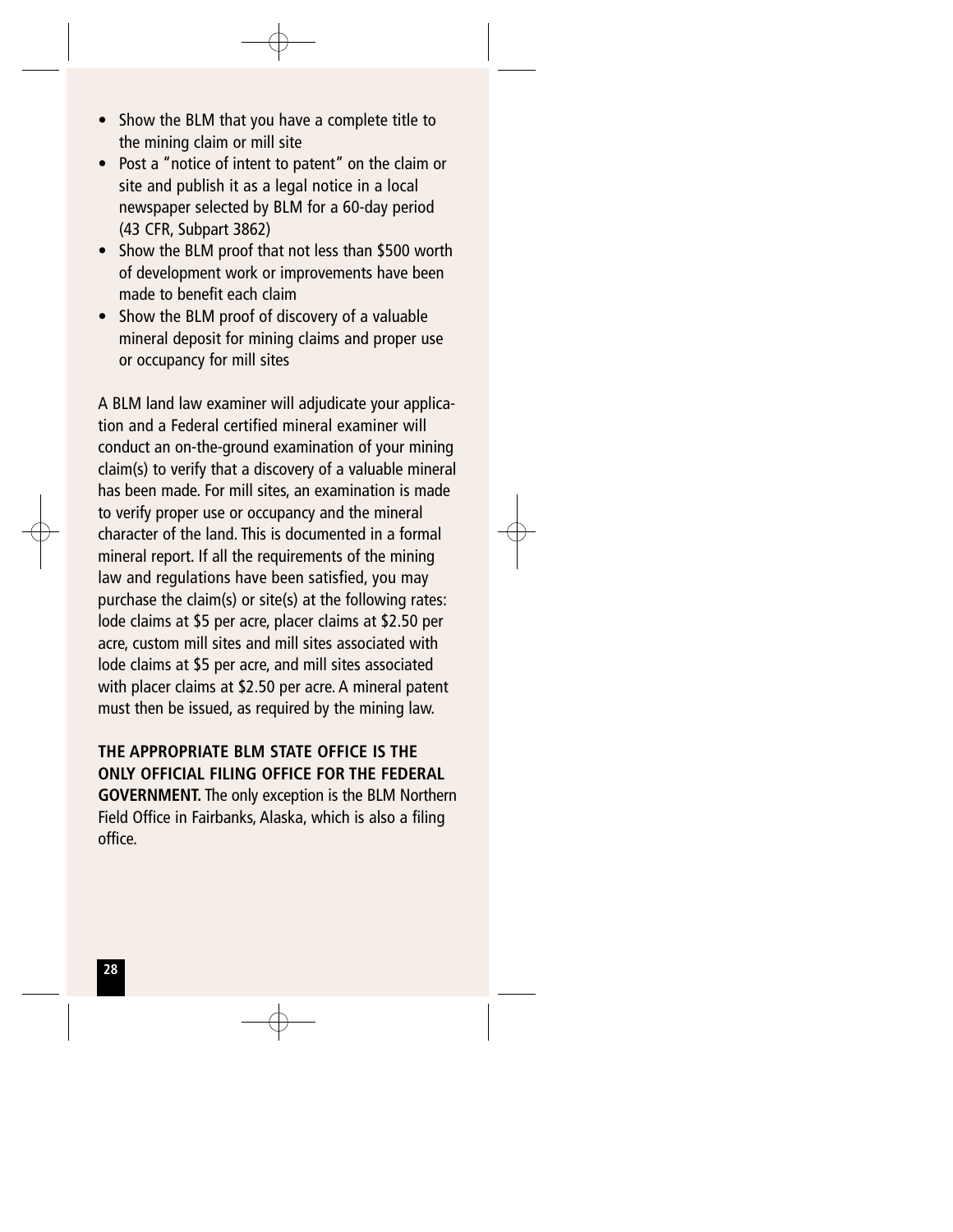- Show the BLM that you have a complete title to the mining claim or mill site
- Post a "notice of intent to patent" on the claim or site and publish it as a legal notice in a local newspaper selected by BLM for a 60-day period (43 CFR, Subpart 3862)
- Show the BLM proof that not less than $500 worth of development work or improvements have been made to benefit each claim
- Show the BLM proof of discovery of a valuable mineral deposit for mining claims and proper use or occupancy for mill sites

A BLM land law examiner will adjudicate your application and a Federal certified mineral examiner will conduct an on-the-ground examination of your mining claim(s) to verify that a discovery of a valuable mineral has been made. For mill sites, an examination is made to verify proper use or occupancy and the mineral character of the land. This is documented in a formal mineral report. If all the requirements of the mining law and regulations have been satisfied, you may purchase the claim(s) or site(s) at the following rates: lode claims at $5 per acre, placer claims at $2.50 per acre, custom mill sites and mill sites associated with lode claims at $5 per acre, and mill sites associated with placer claims at $2.50 per acre. A mineral patent must then be issued, as required by the mining law.

**THE APPROPRIATE BLM STATE OFFICE IS THE ONLY OFFICIAL FILING OFFICE FOR THE FEDERAL GOVERNMENT.** The only exception is the BLM Northern Field Office in Fairbanks, Alaska, which is also a filing office.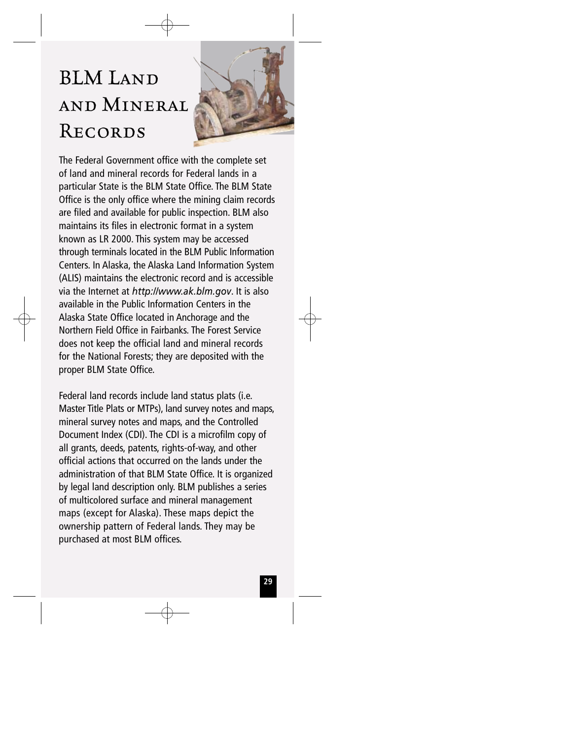# BLM Land and Mineral Records

The Federal Government office with the complete set of land and mineral records for Federal lands in a particular State is the BLM State Office. The BLM State Office is the only office where the mining claim records are filed and available for public inspection. BLM also maintains its files in electronic format in a system known as LR 2000. This system may be accessed through terminals located in the BLM Public Information Centers. In Alaska, the Alaska Land Information System (ALIS) maintains the electronic record and is accessible via the Internet at *http://www.ak.blm.gov*. It is also available in the Public Information Centers in the Alaska State Office located in Anchorage and the Northern Field Office in Fairbanks. The Forest Service does not keep the official land and mineral records for the National Forests; they are deposited with the proper BLM State Office.

Federal land records include land status plats (i.e. Master Title Plats or MTPs), land survey notes and maps, mineral survey notes and maps, and the Controlled Document Index (CDI). The CDI is a microfilm copy of all grants, deeds, patents, rights-of-way, and other official actions that occurred on the lands under the administration of that BLM State Office. It is organized by legal land description only. BLM publishes a series of multicolored surface and mineral management maps (except for Alaska). These maps depict the ownership pattern of Federal lands. They may be purchased at most BLM offices.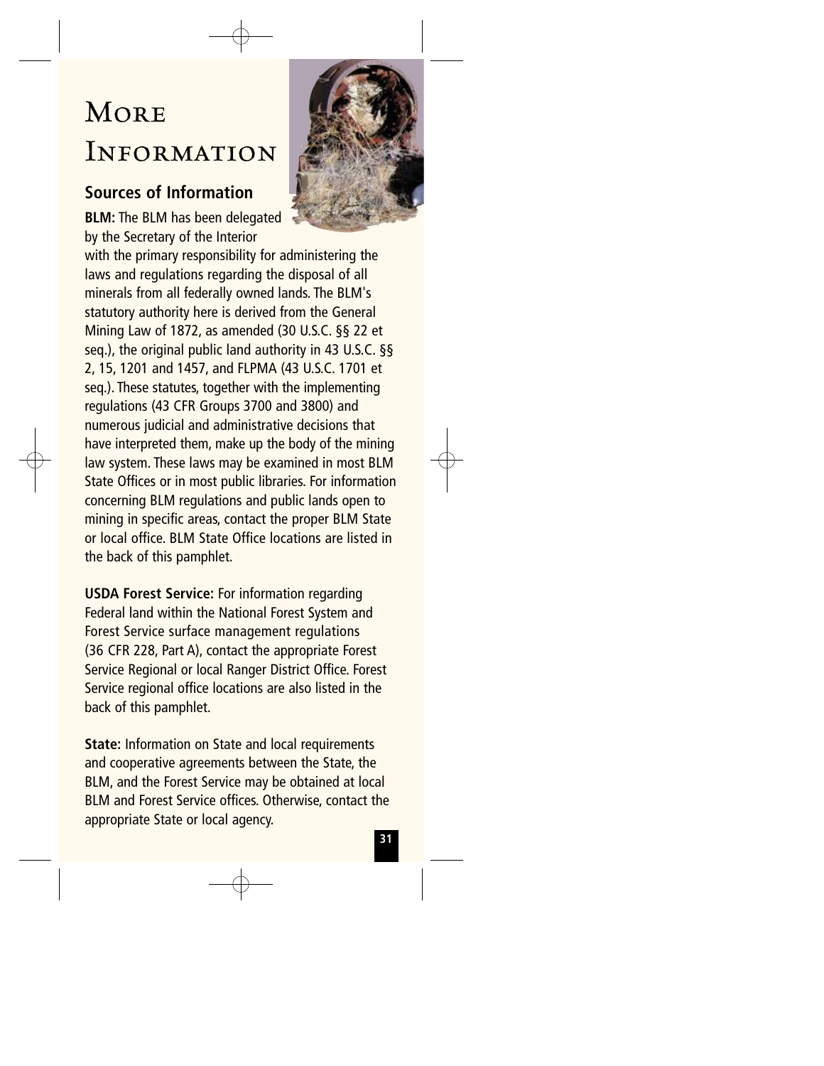# More Information

## Sources of Information

**BLM:** The BLM has been delegated by the Secretary of the Interior with the primary responsibility for administering the laws and regulations regarding the disposal of all minerals from all federally owned lands. The BLM's statutory authority here is derived from the General Mining Law of 1872, as amended (30 U.S.C. §§ 22 et seq.), the original public land authority in 43 U.S.C. §§ 2, 15, 1201 and 1457, and FLPMA (43 U.S.C. 1701 et seq.). These statutes, together with the implementing regulations (43 CFR Groups 3700 and 3800) and numerous judicial and administrative decisions that have interpreted them, make up the body of the mining law system. These laws may be examined in most BLM State Offices or in most public libraries. For information concerning BLM regulations and public lands open to mining in specific areas, contact the proper BLM State or local office. BLM State Office locations are listed in the back of this pamphlet.

**USDA Forest Service:** For information regarding Federal land within the National Forest System and Forest Service surface management regulations (36 CFR 228, Part A), contact the appropriate Forest Service Regional or local Ranger District Office. Forest Service regional office locations are also listed in the back of this pamphlet.

**State:** Information on State and local requirements and cooperative agreements between the State, the BLM, and the Forest Service may be obtained at local BLM and Forest Service offices. Otherwise, contact the appropriate State or local agency.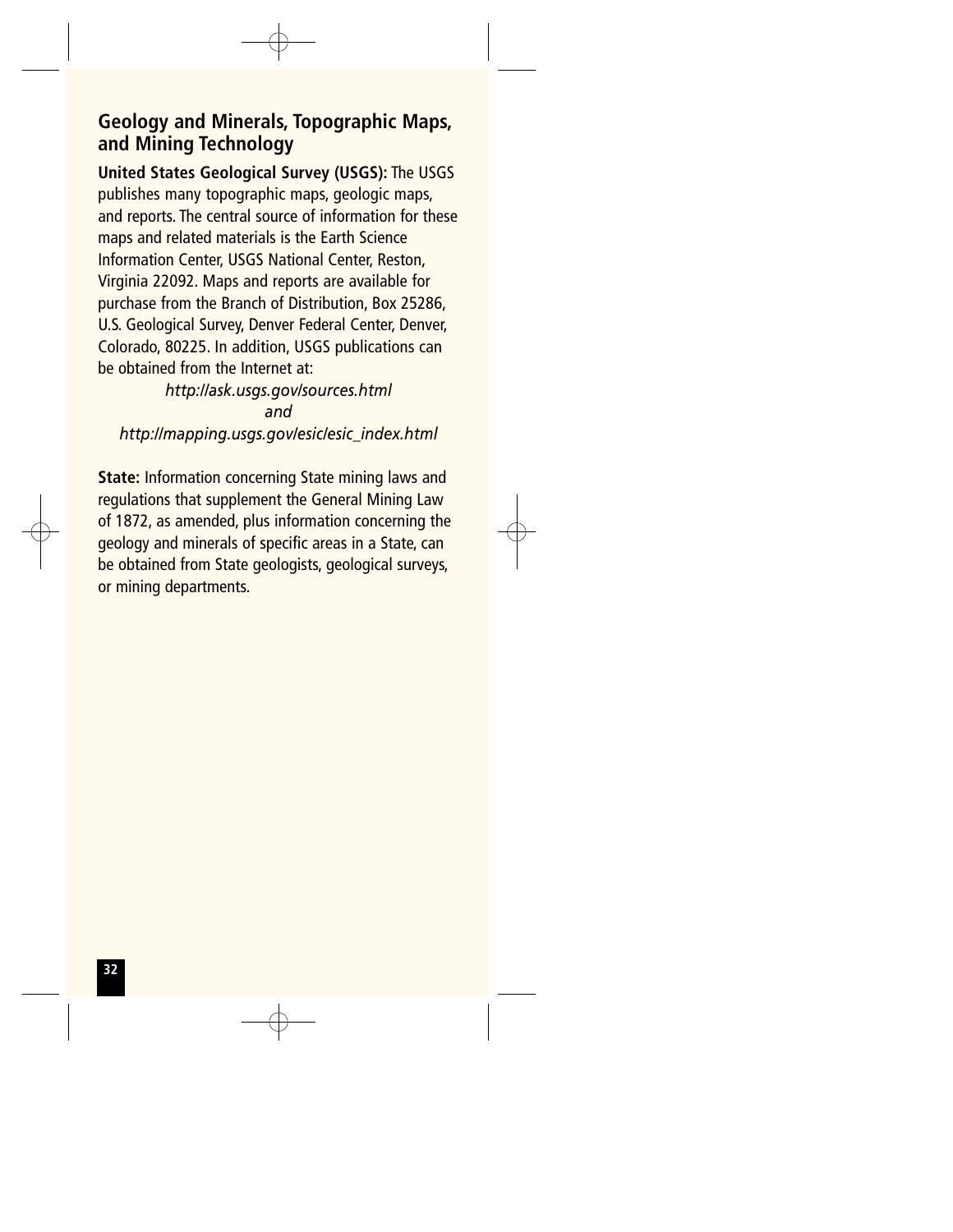## Geology and Minerals, Topographic Maps, and Mining Technology

**United States Geological Survey (USGS):** The USGS publishes many topographic maps, geologic maps, and reports. The central source of information for these maps and related materials is the Earth Science Information Center, USGS National Center, Reston, Virginia 22092. Maps and reports are available for purchase from the Branch of Distribution, Box 25286, U.S. Geological Survey, Denver Federal Center, Denver, Colorado, 80225. In addition, USGS publications can be obtained from the Internet at:

*http://ask.usgs.gov/sources.html*

*and*

*http://mapping.usgs.gov/esic/esic_index.html*

**State:** Information concerning State mining laws and regulations that supplement the General Mining Law of 1872, as amended, plus information concerning the geology and minerals of specific areas in a State, can be obtained from State geologists, geological surveys, or mining departments.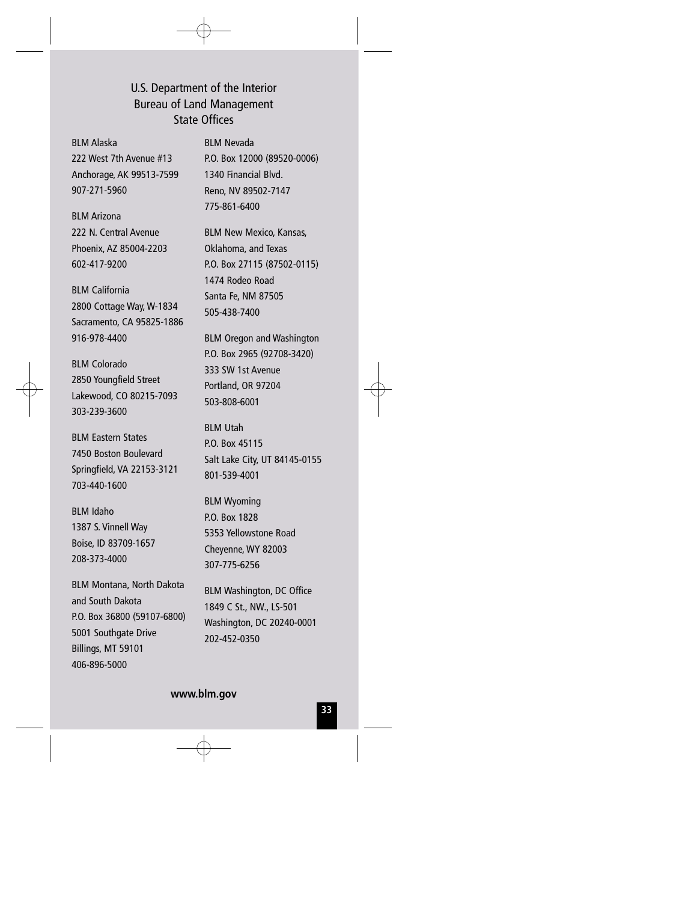# U.S. Department of the Interior
## Bureau of Land Management
## State Offices

BLM Alaska
222 West 7th Avenue #13
Anchorage, AK 99513-7599
907-271-5960

BLM Arizona
222 N. Central Avenue
Phoenix, AZ 85004-2203
602-417-9200

BLM California
2800 Cottage Way, W-1834
Sacramento, CA 95825-1886
916-978-4400

BLM Colorado
2850 Youngfield Street
Lakewood, CO 80215-7093
303-239-3600

BLM Eastern States
7450 Boston Boulevard
Springfield, VA 22153-3121
703-440-1600

BLM Idaho
1387 S. Vinnell Way
Boise, ID 83709-1657
208-373-4000

BLM Montana, North Dakota
and South Dakota
P.O. Box 36800 (59107-6800)
5001 Southgate Drive
Billings, MT 59101
406-896-5000

BLM Nevada
P.O. Box 12000 (89520-0006)
1340 Financial Blvd.
Reno, NV 89502-7147
775-861-6400

BLM New Mexico, Kansas,
Oklahoma, and Texas
P.O. Box 27115 (87502-0115)
1474 Rodeo Road
Santa Fe, NM 87505
505-438-7400

BLM Oregon and Washington
P.O. Box 2965 (92708-3420)
333 SW 1st Avenue
Portland, OR 97204
503-808-6001

BLM Utah
P.O. Box 45115
Salt Lake City, UT 84145-0155
801-539-4001

BLM Wyoming
P.O. Box 1828
5353 Yellowstone Road
Cheyenne, WY 82003
307-775-6256

BLM Washington, DC Office
1849 C St., NW., LS-501
Washington, DC 20240-0001
202-452-0350

**www.blm.gov**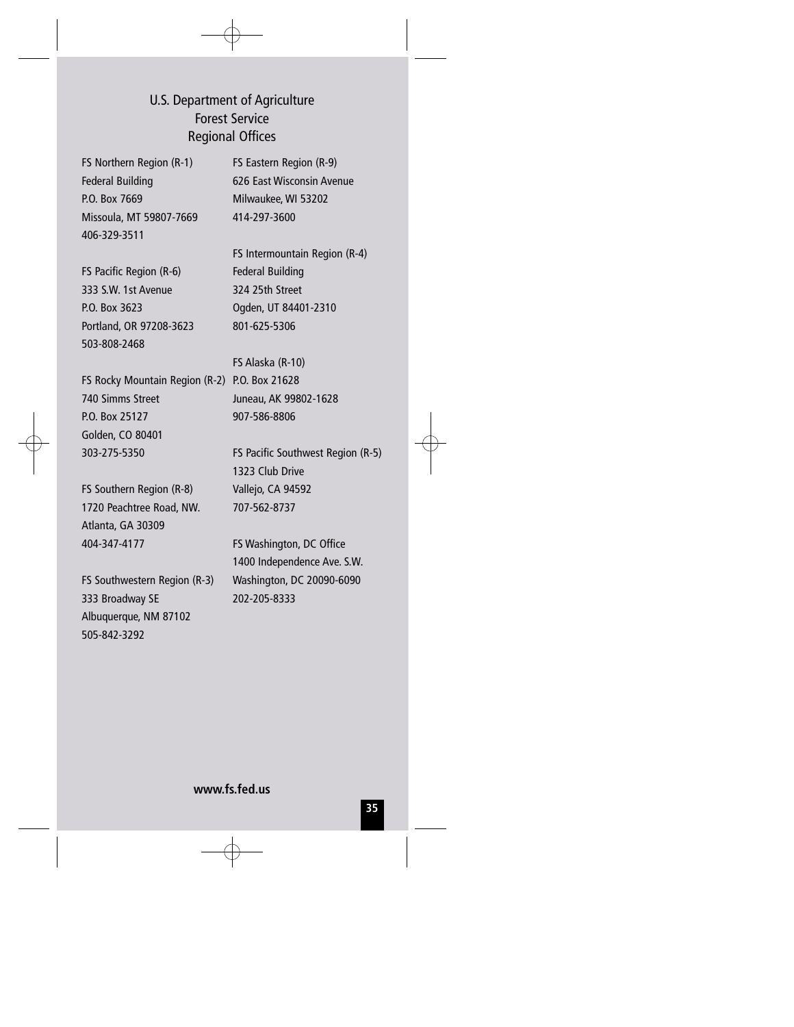## U.S. Department of Agriculture
## Forest Service
## Regional Offices

FS Northern Region (R-1)
Federal Building
P.O. Box 7669
Missoula, MT 59807-7669
406-329-3511

FS Pacific Region (R-6)
333 S.W. 1st Avenue
P.O. Box 3623
Portland, OR 97208-3623
503-808-2468

FS Rocky Mountain Region (R-2)
740 Simms Street
P.O. Box 25127
Golden, CO 80401
303-275-5350

FS Southern Region (R-8)
1720 Peachtree Road, NW.
Atlanta, GA 30309
404-347-4177

FS Southwestern Region (R-3)
333 Broadway SE
Albuquerque, NM 87102
505-842-3292

FS Eastern Region (R-9)
626 East Wisconsin Avenue
Milwaukee, WI 53202
414-297-3600

FS Intermountain Region (R-4)
Federal Building
324 25th Street
Ogden, UT 84401-2310
801-625-5306

FS Alaska (R-10)
P.O. Box 21628
Juneau, AK 99802-1628
907-586-8806

FS Pacific Southwest Region (R-5)
1323 Club Drive
Vallejo, CA 94592
707-562-8737

FS Washington, DC Office
1400 Independence Ave. S.W.
Washington, DC 20090-6090
202-205-8333

**www.fs.fed.us**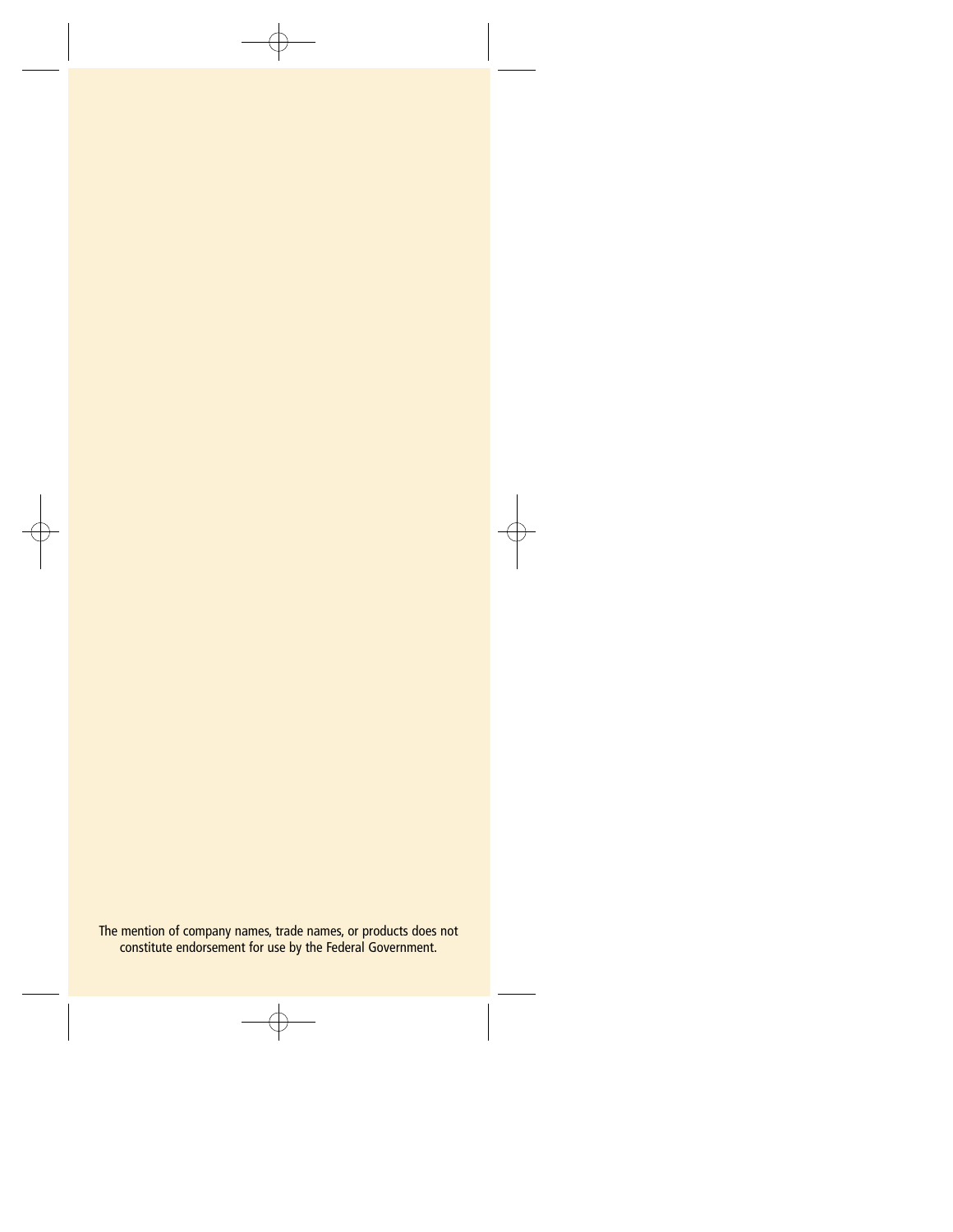The mention of company names, trade names, or products does not constitute endorsement for use by the Federal Government.